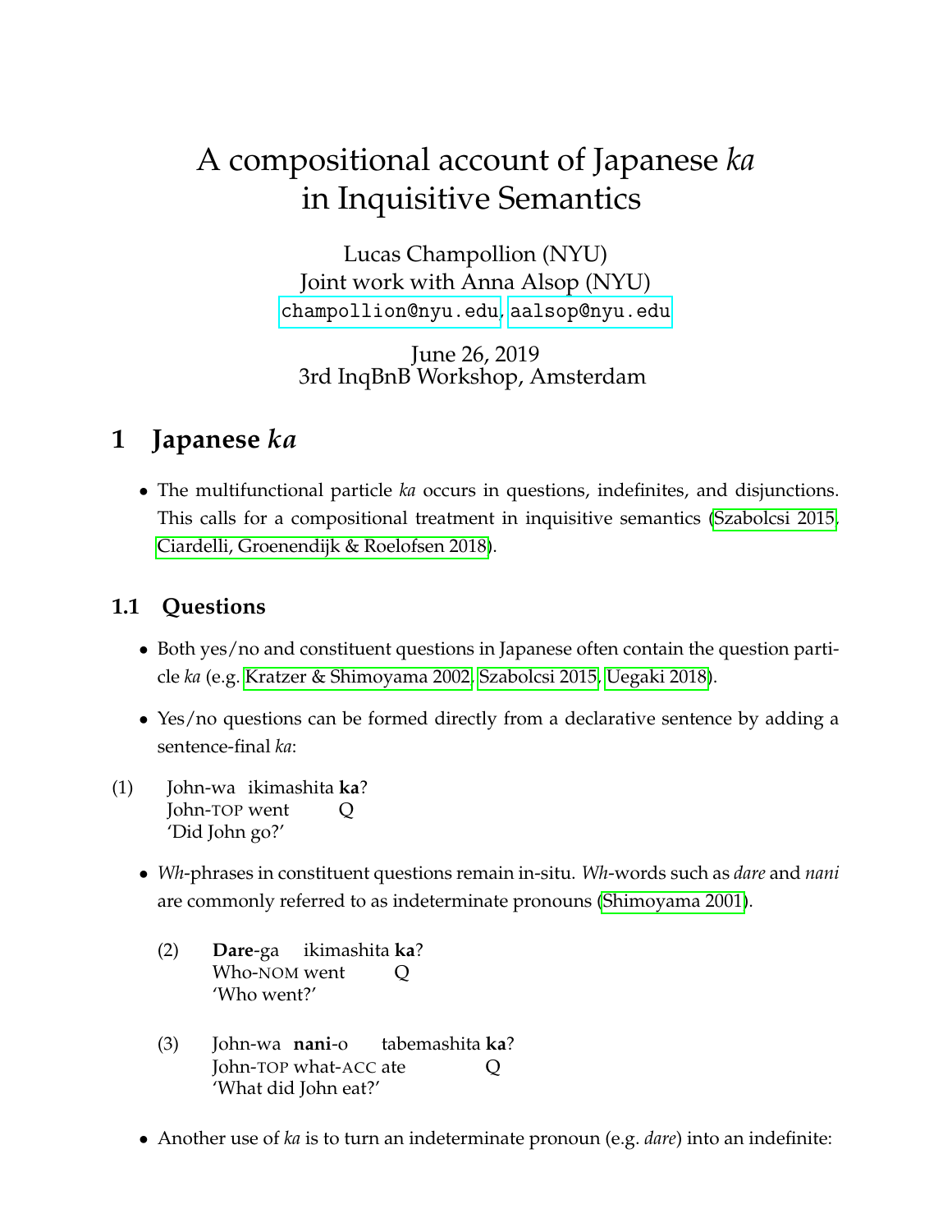# A compositional account of Japanese *ka* in Inquisitive Semantics

Lucas Champollion (NYU)
Joint work with Anna Alsop (NYU)
champollion@nyu.edu, aalsop@nyu.edu

June 26, 2019
3rd InqBnB Workshop, Amsterdam

## 1 Japanese *ka*

- The multifunctional particle *ka* occurs in questions, indefinites, and disjunctions. This calls for a compositional treatment in inquisitive semantics (Szabolcsi 2015, Ciardelli, Groenendijk & Roelofsen 2018).

### 1.1 Questions

- Both yes/no and constituent questions in Japanese often contain the question particle *ka* (e.g. Kratzer & Shimoyama 2002, Szabolcsi 2015, Uegaki 2018).
- Yes/no questions can be formed directly from a declarative sentence by adding a sentence-final *ka*:

(1) John-wa ikimashita **ka**?
John-TOP went Q
'Did John go?'

- *Wh*-phrases in constituent questions remain in-situ. *Wh*-words such as *dare* and *nani* are commonly referred to as indeterminate pronouns (Shimoyama 2001).

(2) **Dare**-ga ikimashita **ka**?
Who-NOM went Q
'Who went?'

(3) John-wa **nani**-o tabemashita **ka**?
John-TOP what-ACC ate Q
'What did John eat?'

- Another use of *ka* is to turn an indeterminate pronoun (e.g. *dare*) into an indefinite: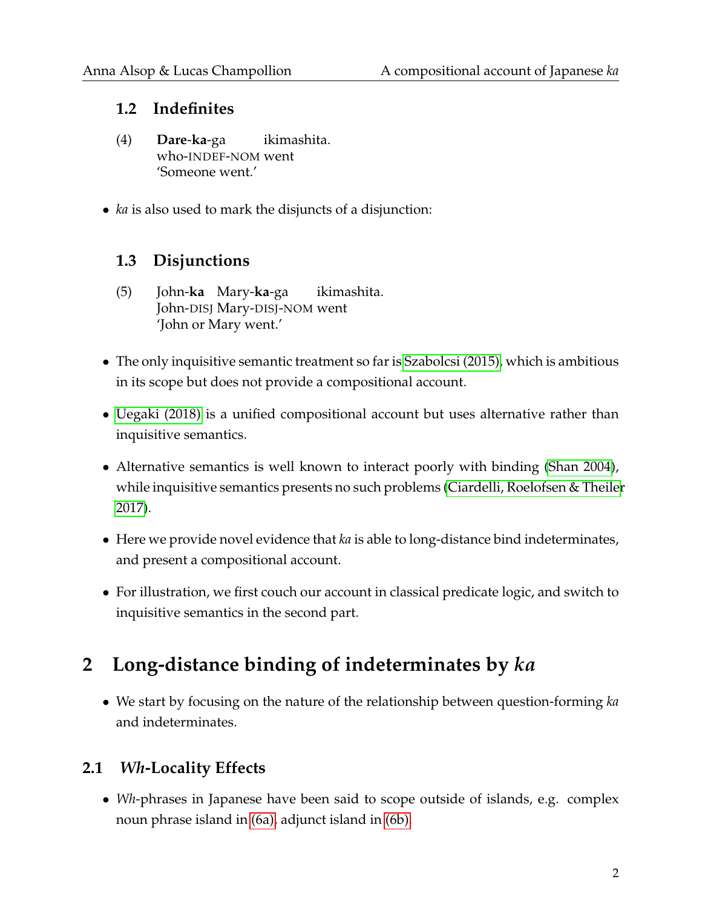### 1.2 Indefinites

(4) **Dare-ka**-ga ikimashita.
who-INDEF-NOM went
'Someone went.'

- *ka* is also used to mark the disjuncts of a disjunction:

### 1.3 Disjunctions

(5) John-**ka** Mary-**ka**-ga ikimashita.
John-DISJ Mary-DISJ-NOM went
'John or Mary went.'

- The only inquisitive semantic treatment so far is Szabolcsi (2015), which is ambitious in its scope but does not provide a compositional account.
- Uegaki (2018) is a unified compositional account but uses alternative rather than inquisitive semantics.
- Alternative semantics is well known to interact poorly with binding (Shan 2004), while inquisitive semantics presents no such problems (Ciardelli, Roelofsen & Theiler 2017).
- Here we provide novel evidence that *ka* is able to long-distance bind indeterminates, and present a compositional account.
- For illustration, we first couch our account in classical predicate logic, and switch to inquisitive semantics in the second part.

## 2 Long-distance binding of indeterminates by *ka*

- We start by focusing on the nature of the relationship between question-forming *ka* and indeterminates.

### 2.1 *Wh*-Locality Effects

- *Wh*-phrases in Japanese have been said to scope outside of islands, e.g. complex noun phrase island in (6a), adjunct island in (6b).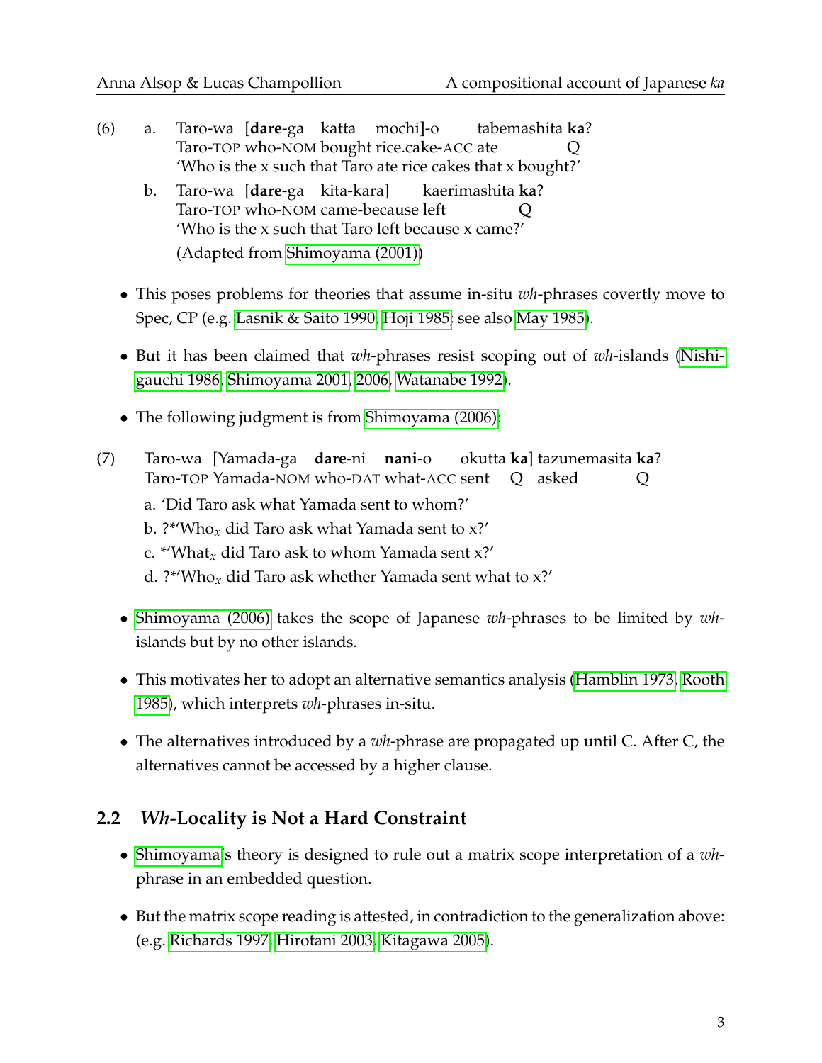(6) a. Taro-wa [**dare**-ga katta mochi]-o tabemashita **ka**?
Taro-TOP who-NOM bought rice.cake-ACC ate Q
'Who is the x such that Taro ate rice cakes that x bought?'

b. Taro-wa [**dare**-ga kita-kara] kaerimashita **ka**?
Taro-TOP who-NOM came-because left Q
'Who is the x such that Taro left because x came?'

(Adapted from Shimoyama (2001))

- This poses problems for theories that assume in-situ *wh*-phrases covertly move to Spec, CP (e.g. Lasnik & Saito 1990, Hoji 1985; see also May 1985).
- But it has been claimed that *wh*-phrases resist scoping out of *wh*-islands (Nishigauchi 1986, Shimoyama 2001, 2006, Watanabe 1992).
- The following judgment is from Shimoyama (2006):

(7) Taro-wa [Yamada-ga **dare**-ni **nani**-o okutta **ka**] tazunemasita **ka**?
Taro-TOP Yamada-NOM who-DAT what-ACC sent Q asked Q

a. 'Did Taro ask what Yamada sent to whom?'

b. ?*'Who$_x$ did Taro ask what Yamada sent to x?'

c. *'What$_x$ did Taro ask to whom Yamada sent x?'

d. ?*'Who$_x$ did Taro ask whether Yamada sent what to x?'

- Shimoyama (2006) takes the scope of Japanese *wh*-phrases to be limited by *wh*-islands but by no other islands.
- This motivates her to adopt an alternative semantics analysis (Hamblin 1973, Rooth 1985), which interprets *wh*-phrases in-situ.
- The alternatives introduced by a *wh*-phrase are propagated up until C. After C, the alternatives cannot be accessed by a higher clause.

## 2.2 *Wh*-Locality is Not a Hard Constraint

- Shimoyama's theory is designed to rule out a matrix scope interpretation of a *wh*-phrase in an embedded question.
- But the matrix scope reading is attested, in contradiction to the generalization above: (e.g. Richards 1997, Hirotani 2003, Kitagawa 2005).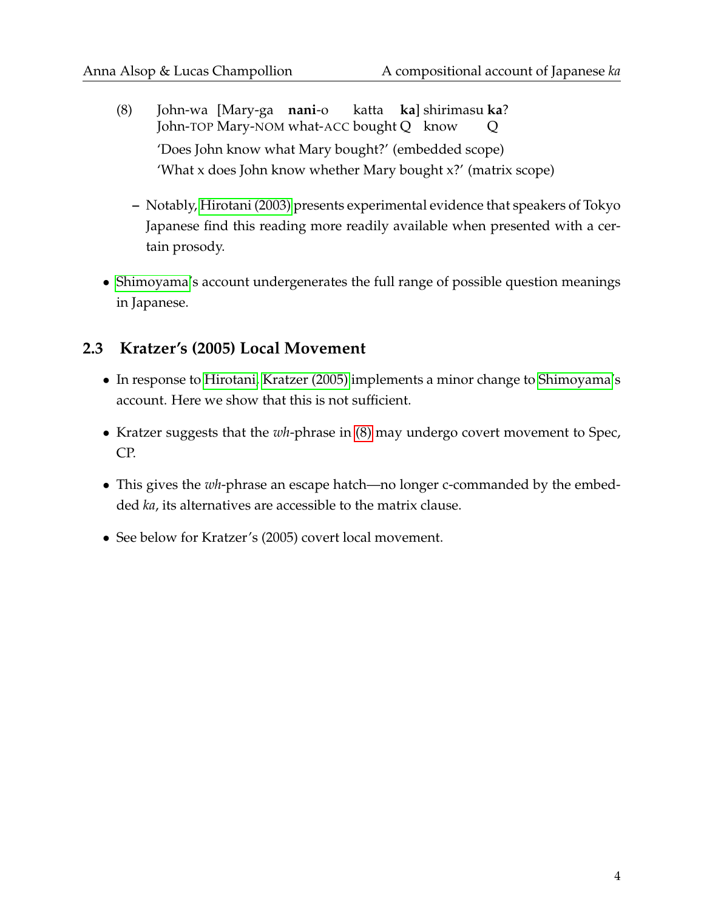(8) John-wa [Mary-ga **nani**-o katta **ka**] shirimasu **ka**?
John-TOP Mary-NOM what-ACC bought Q know Q

'Does John know what Mary bought?' (embedded scope)

'What x does John know whether Mary bought x?' (matrix scope)

- Notably, Hirotani (2003) presents experimental evidence that speakers of Tokyo Japanese find this reading more readily available when presented with a certain prosody.

- Shimoyama's account undergenerates the full range of possible question meanings in Japanese.

## 2.3 Kratzer's (2005) Local Movement

- In response to Hirotani, Kratzer (2005) implements a minor change to Shimoyama's account. Here we show that this is not sufficient.
- Kratzer suggests that the *wh*-phrase in (8) may undergo covert movement to Spec, CP.
- This gives the *wh*-phrase an escape hatch—no longer c-commanded by the embedded *ka*, its alternatives are accessible to the matrix clause.
- See below for Kratzer's (2005) covert local movement.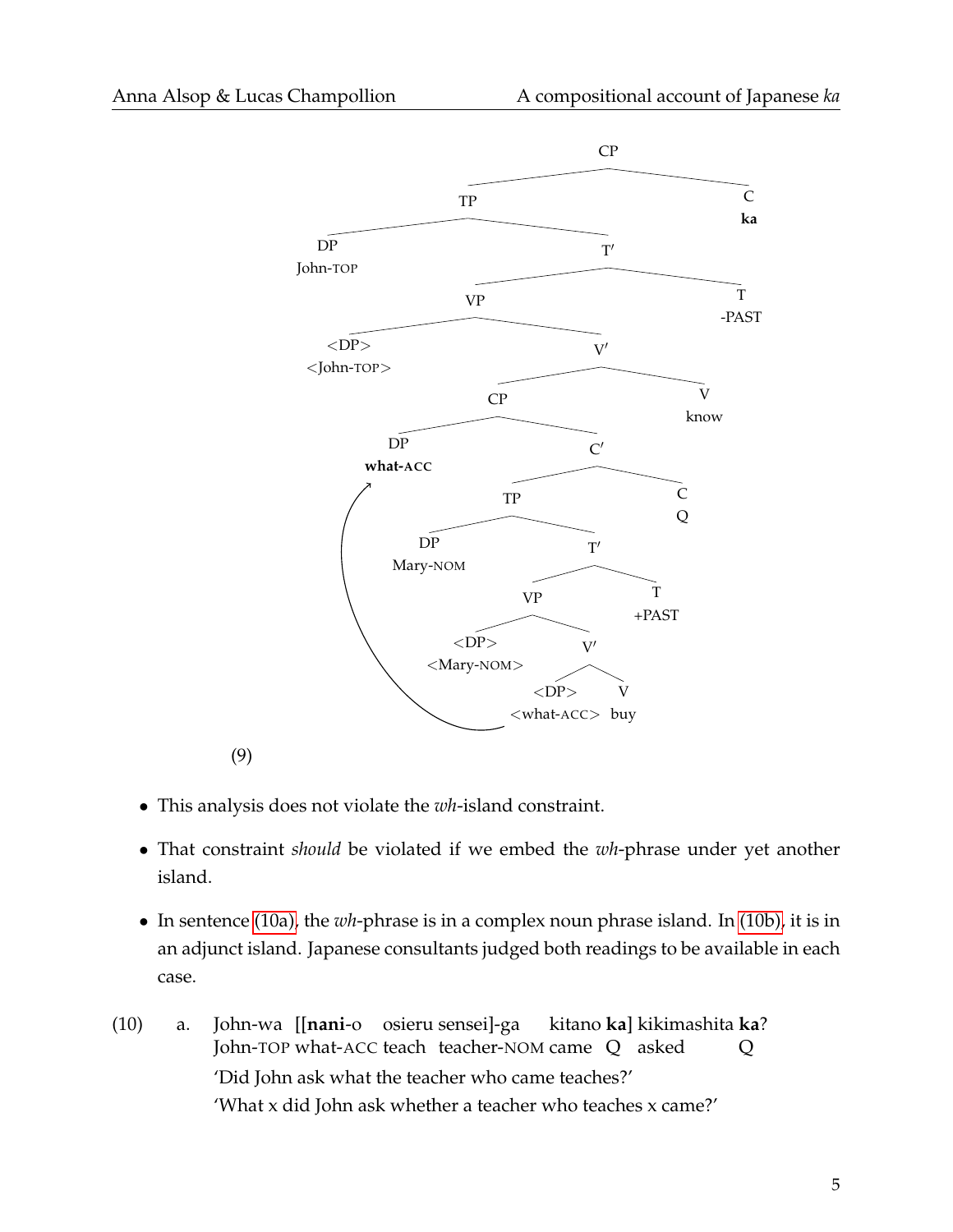```
                                CP
                 ┌──────────────┴──────────────┐
                 TP                            C
        ┌────────┴────────┐                   ka
        DP                T′
    John-TOP      ┌───────┴───────┐
                  VP              T
          ┌───────┴───────┐     -PAST
        <DP>              V′
     <John-TOP>   ┌───────┴───────┐
                  CP              V
          ┌───────┴───────┐      know
          DP              C′
       what-ACC   ┌───────┴───────┐
                  TP              C
          ┌───────┴───────┐       Q
          DP              T′
       Mary-NOM   ┌───────┴───────┐
                  VP              T
          ┌───────┴───────┐     +PAST
        <DP>              V′
     <Mary-NOM>   ┌───────┴───────┐
                <DP>              V
             <what-ACC>          buy
```
(arrow: movement of what-ACC from the object position <what-ACC> to the embedded CP specifier)

(9)

- This analysis does not violate the *wh*-island constraint.
- That constraint *should* be violated if we embed the *wh*-phrase under yet another island.
- In sentence (10a), the *wh*-phrase is in a complex noun phrase island. In (10b), it is in an adjunct island. Japanese consultants judged both readings to be available in each case.

(10) a. John-wa [[**nani**-o osieru sensei]-ga kitano **ka**] kikimashita **ka**?
John-TOP what-ACC teach teacher-NOM came Q asked Q
'Did John ask what the teacher who came teaches?'
'What x did John ask whether a teacher who teaches x came?'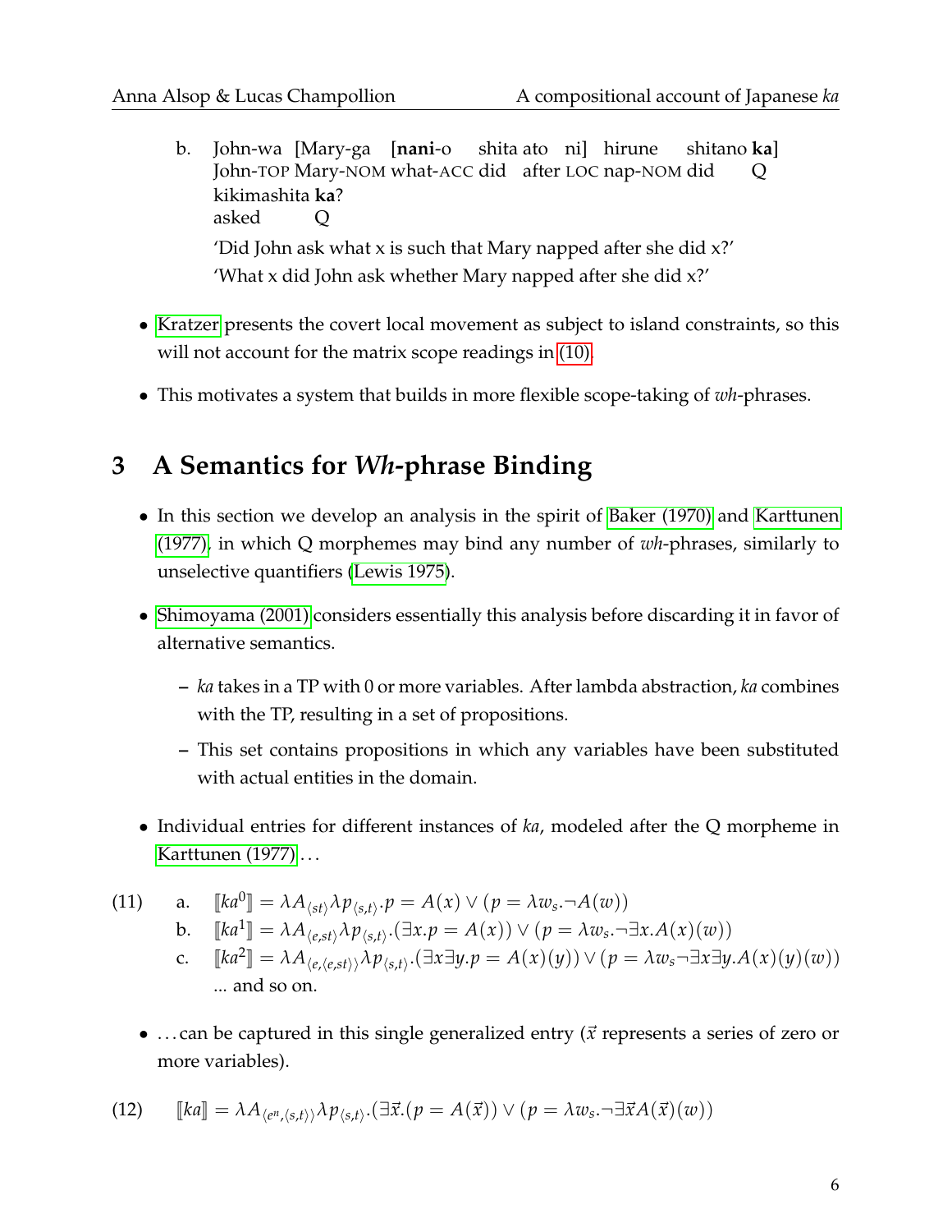b. John-wa [Mary-ga [**nani**-o shita ato ni] hirune shitano **ka**] kikimashita **ka**?
John-TOP Mary-NOM what-ACC did after LOC nap-NOM did Q asked Q

'Did John ask what x is such that Mary napped after she did x?'

'What x did John ask whether Mary napped after she did x?'

- Kratzer presents the covert local movement as subject to island constraints, so this will not account for the matrix scope readings in (10).
- This motivates a system that builds in more flexible scope-taking of *wh*-phrases.

## 3 A Semantics for *Wh*-phrase Binding

- In this section we develop an analysis in the spirit of Baker (1970) and Karttunen (1977), in which Q morphemes may bind any number of *wh*-phrases, similarly to unselective quantifiers (Lewis 1975).
- Shimoyama (2001) considers essentially this analysis before discarding it in favor of alternative semantics.
  - *ka* takes in a TP with 0 or more variables. After lambda abstraction, *ka* combines with the TP, resulting in a set of propositions.
  - This set contains propositions in which any variables have been substituted with actual entities in the domain.
- Individual entries for different instances of *ka*, modeled after the Q morpheme in Karttunen (1977)...

(11) a. $[\![ka^0]\!] = \lambda A_{\langle st \rangle} \lambda p_{\langle s,t \rangle}.p = A(x) \vee (p = \lambda w_s.\neg A(w))$

b. $[\![ka^1]\!] = \lambda A_{\langle e,st \rangle} \lambda p_{\langle s,t \rangle}.(\exists x.p = A(x)) \vee (p = \lambda w_s.\neg \exists x.A(x)(w))$

c. $[\![ka^2]\!] = \lambda A_{\langle e,\langle e,st \rangle \rangle} \lambda p_{\langle s,t \rangle}.(\exists x \exists y.p = A(x)(y)) \vee (p = \lambda w_s \neg \exists x \exists y.A(x)(y)(w))$

... and so on.

- ...can be captured in this single generalized entry ($\vec{x}$ represents a series of zero or more variables).

(12) $[\![ka]\!] = \lambda A_{\langle e^n,\langle s,t \rangle \rangle} \lambda p_{\langle s,t \rangle}.(\exists \vec{x}.(p = A(\vec{x})) \vee (p = \lambda w_s.\neg \exists \vec{x} A(\vec{x})(w))$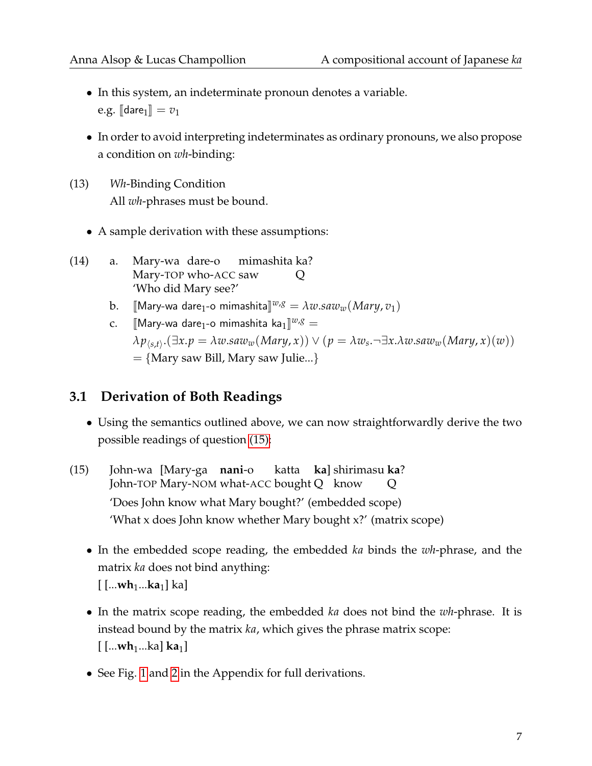- In this system, an indeterminate pronoun denotes a variable.
  e.g. $[\![\text{dare}_1]\!] = v_1$

- In order to avoid interpreting indeterminates as ordinary pronouns, we also propose a condition on *wh*-binding:

(13) *Wh*-Binding Condition
All *wh*-phrases must be bound.

- A sample derivation with these assumptions:

(14) a. Mary-wa dare-o mimashita ka?
Mary-TOP who-ACC saw Q
'Who did Mary see?'

b. $[\![\text{Mary-wa dare}_1\text{-o mimashita}]\!]^{w,g} = \lambda w.saw_w(Mary, v_1)$

c. $[\![\text{Mary-wa dare}_1\text{-o mimashita ka}_1]\!]^{w,g} =$
$\lambda p_{\langle s,t \rangle}.(\exists x.p = \lambda w.saw_w(Mary, x)) \vee (p = \lambda w_s.\neg\exists x.\lambda w.saw_w(Mary, x)(w))$
$=$ {Mary saw Bill, Mary saw Julie...}

## 3.1 Derivation of Both Readings

- Using the semantics outlined above, we can now straightforwardly derive the two possible readings of question (15):

(15) John-wa [Mary-ga **nani**-o katta **ka**] shirimasu **ka**?
John-TOP Mary-NOM what-ACC bought Q know Q
'Does John know what Mary bought?' (embedded scope)
'What x does John know whether Mary bought x?' (matrix scope)

- In the embedded scope reading, the embedded *ka* binds the *wh*-phrase, and the matrix *ka* does not bind anything:
  [ [...**wh**$_1$...**ka**$_1$] ka]

- In the matrix scope reading, the embedded *ka* does not bind the *wh*-phrase. It is instead bound by the matrix *ka*, which gives the phrase matrix scope:
  [ [...**wh**$_1$...ka] **ka**$_1$]

- See Fig. 1 and 2 in the Appendix for full derivations.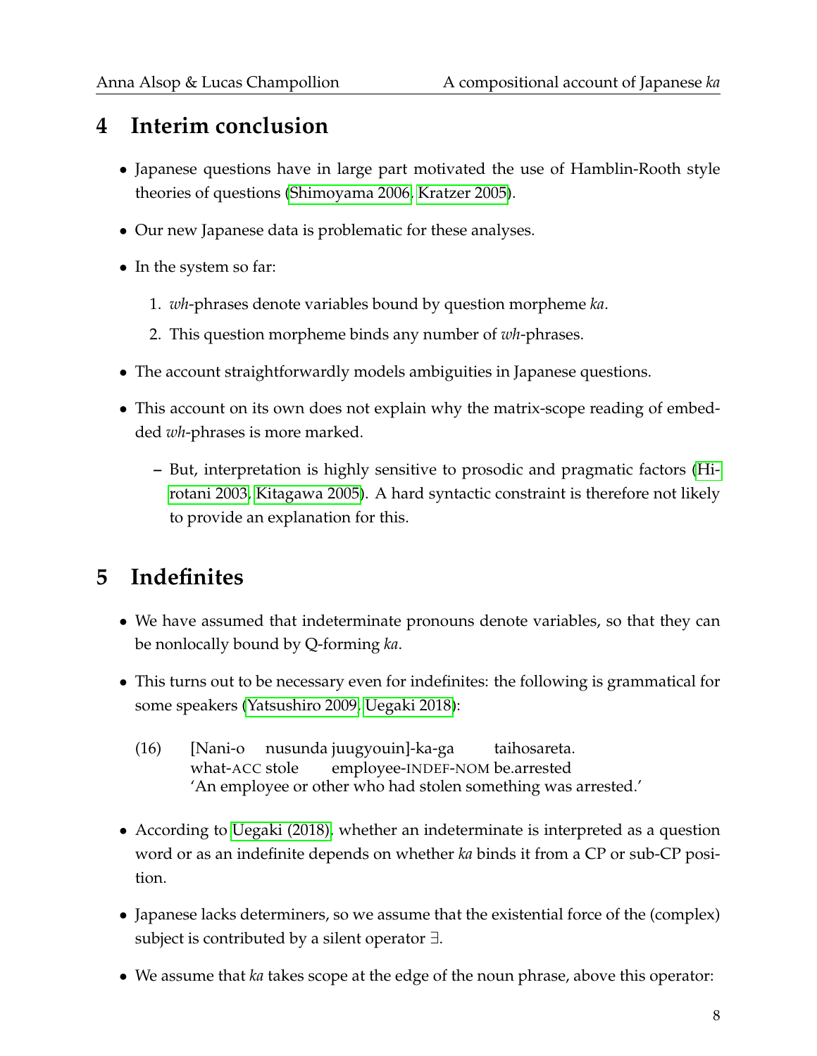## 4 Interim conclusion

- Japanese questions have in large part motivated the use of Hamblin-Rooth style theories of questions (Shimoyama 2006, Kratzer 2005).
- Our new Japanese data is problematic for these analyses.
- In the system so far:
  1. *wh*-phrases denote variables bound by question morpheme *ka*.
  2. This question morpheme binds any number of *wh*-phrases.
- The account straightforwardly models ambiguities in Japanese questions.
- This account on its own does not explain why the matrix-scope reading of embedded *wh*-phrases is more marked.
  - But, interpretation is highly sensitive to prosodic and pragmatic factors (Hirotani 2003, Kitagawa 2005). A hard syntactic constraint is therefore not likely to provide an explanation for this.

## 5 Indefinites

- We have assumed that indeterminate pronouns denote variables, so that they can be nonlocally bound by Q-forming *ka*.
- This turns out to be necessary even for indefinites: the following is grammatical for some speakers (Yatsushiro 2009, Uegaki 2018):

(16) [Nani-o nusunda juugyouin]-ka-ga taihosareta.
what-ACC stole employee-INDEF-NOM be.arrested
'An employee or other who had stolen something was arrested.'

- According to Uegaki (2018), whether an indeterminate is interpreted as a question word or as an indefinite depends on whether *ka* binds it from a CP or sub-CP position.
- Japanese lacks determiners, so we assume that the existential force of the (complex) subject is contributed by a silent operator $\exists$.
- We assume that *ka* takes scope at the edge of the noun phrase, above this operator: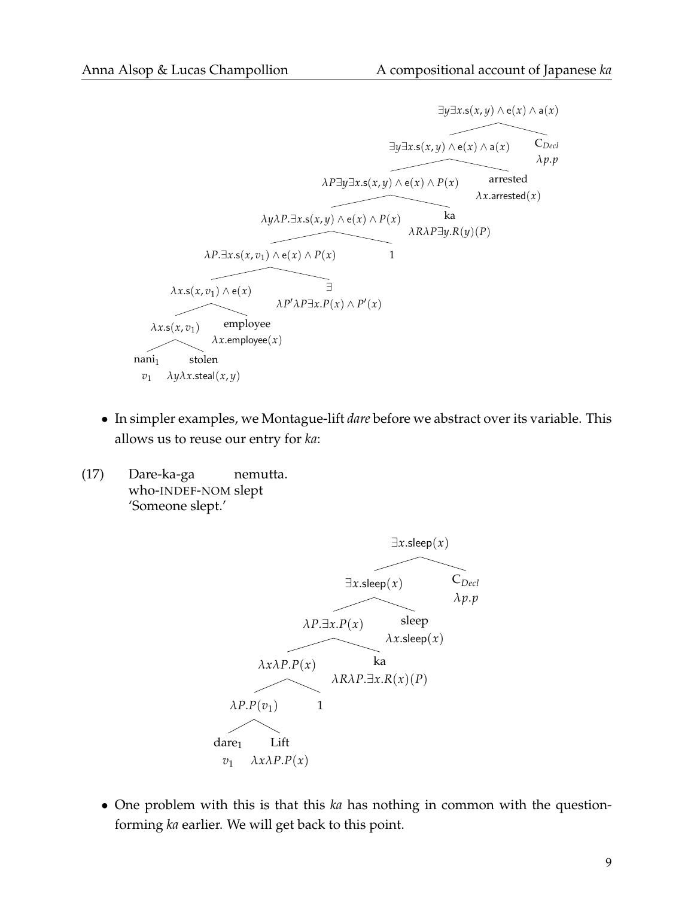$\exists y \exists x.\mathsf{s}(x,y) \wedge \mathsf{e}(x) \wedge \mathsf{a}(x)$

- $\exists y \exists x.\mathsf{s}(x,y) \wedge \mathsf{e}(x) \wedge \mathsf{a}(x)$
  - $\lambda P \exists y \exists x.\mathsf{s}(x,y) \wedge \mathsf{e}(x) \wedge P(x)$
    - $\lambda y \lambda P.\exists x.\mathsf{s}(x,y) \wedge \mathsf{e}(x) \wedge P(x)$
      - $\lambda P.\exists x.\mathsf{s}(x,v_1) \wedge \mathsf{e}(x) \wedge P(x)$
        - $\lambda x.\mathsf{s}(x,v_1) \wedge \mathsf{e}(x)$
          - $\lambda x.\mathsf{s}(x,v_1)$
            - nani$_1$: $v_1$
            - stolen: $\lambda y \lambda x.\mathsf{steal}(x,y)$
          - employee: $\lambda x.\mathsf{employee}(x)$
        - $\exists$: $\lambda P' \lambda P \exists x.P(x) \wedge P'(x)$
      - 1
    - ka: $\lambda R \lambda P \exists y.R(y)(P)$
  - arrested: $\lambda x.\mathsf{arrested}(x)$
- C$_{Decl}$: $\lambda p.p$

- In simpler examples, we Montague-lift *dare* before we abstract over its variable. This allows us to reuse our entry for *ka*:

(17) Dare-ka-ga nemutta.
who-INDEF-NOM slept
'Someone slept.'

$\exists x.\mathsf{sleep}(x)$

- $\exists x.\mathsf{sleep}(x)$
  - $\lambda P.\exists x.P(x)$
    - $\lambda x \lambda P.P(x)$
      - $\lambda P.P(v_1)$
        - dare$_1$: $v_1$
        - Lift: $\lambda x \lambda P.P(x)$
      - 1
    - ka: $\lambda R \lambda P.\exists x.R(x)(P)$
  - sleep: $\lambda x.\mathsf{sleep}(x)$
- C$_{Decl}$: $\lambda p.p$

- One problem with this is that this *ka* has nothing in common with the question-forming *ka* earlier. We will get back to this point.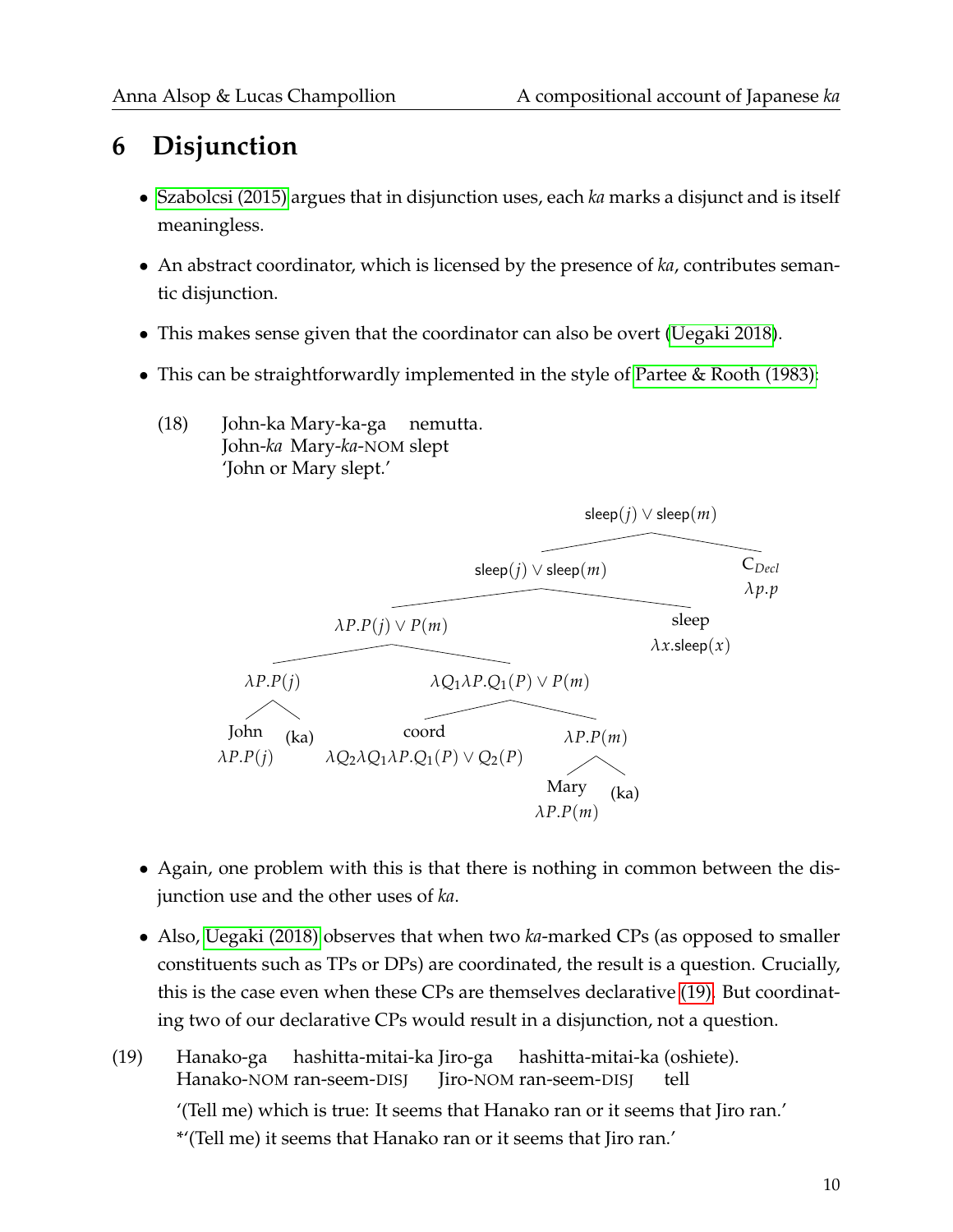# 6 Disjunction

- Szabolcsi (2015) argues that in disjunction uses, each *ka* marks a disjunct and is itself meaningless.
- An abstract coordinator, which is licensed by the presence of *ka*, contributes semantic disjunction.
- This makes sense given that the coordinator can also be overt (Uegaki 2018).
- This can be straightforwardly implemented in the style of Partee & Rooth (1983):

(18) John-ka Mary-ka-ga nemutta.
John-*ka* Mary-*ka*-NOM slept
'John or Mary slept.'

Tree:

- $\text{sleep}(j) \vee \text{sleep}(m)$
  - $\text{sleep}(j) \vee \text{sleep}(m)$
    - $\lambda P.P(j) \vee P(m)$
      - $\lambda P.P(j)$
        - John $\lambda P.P(j)$
        - (ka)
      - $\lambda Q_1 \lambda P.Q_1(P) \vee P(m)$
        - coord $\lambda Q_2 \lambda Q_1 \lambda P.Q_1(P) \vee Q_2(P)$
        - $\lambda P.P(m)$
          - Mary $\lambda P.P(m)$
          - (ka)
    - sleep $\lambda x.\text{sleep}(x)$
  - $\text{C}_{Decl}$ $\lambda p.p$

- Again, one problem with this is that there is nothing in common between the disjunction use and the other uses of *ka*.
- Also, Uegaki (2018) observes that when two *ka*-marked CPs (as opposed to smaller constituents such as TPs or DPs) are coordinated, the result is a question. Crucially, this is the case even when these CPs are themselves declarative (19). But coordinating two of our declarative CPs would result in a disjunction, not a question.

(19) Hanako-ga hashitta-mitai-ka Jiro-ga hashitta-mitai-ka (oshiete).
Hanako-NOM ran-seem-DISJ Jiro-NOM ran-seem-DISJ tell
'(Tell me) which is true: It seems that Hanako ran or it seems that Jiro ran.'
*'(Tell me) it seems that Hanako ran or it seems that Jiro ran.'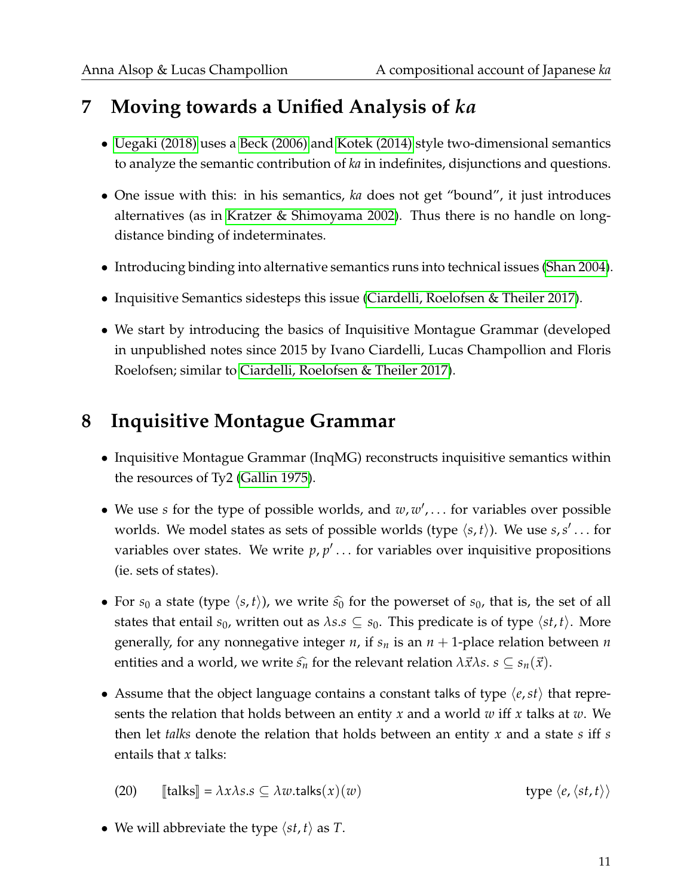## 7 Moving towards a Unified Analysis of *ka*

- Uegaki (2018) uses a Beck (2006) and Kotek (2014) style two-dimensional semantics to analyze the semantic contribution of *ka* in indefinites, disjunctions and questions.
- One issue with this: in his semantics, *ka* does not get "bound", it just introduces alternatives (as in Kratzer & Shimoyama 2002). Thus there is no handle on long-distance binding of indeterminates.
- Introducing binding into alternative semantics runs into technical issues (Shan 2004).
- Inquisitive Semantics sidesteps this issue (Ciardelli, Roelofsen & Theiler 2017).
- We start by introducing the basics of Inquisitive Montague Grammar (developed in unpublished notes since 2015 by Ivano Ciardelli, Lucas Champollion and Floris Roelofsen; similar to Ciardelli, Roelofsen & Theiler 2017).

## 8 Inquisitive Montague Grammar

- Inquisitive Montague Grammar (InqMG) reconstructs inquisitive semantics within the resources of Ty2 (Gallin 1975).
- We use $s$ for the type of possible worlds, and $w, w', \ldots$ for variables over possible worlds. We model states as sets of possible worlds (type $\langle s, t\rangle$). We use $s, s' \ldots$ for variables over states. We write $p, p' \ldots$ for variables over inquisitive propositions (ie. sets of states).
- For $s_0$ a state (type $\langle s, t\rangle$), we write $\widehat{s_0}$ for the powerset of $s_0$, that is, the set of all states that entail $s_0$, written out as $\lambda s.s \subseteq s_0$. This predicate is of type $\langle st, t\rangle$. More generally, for any nonnegative integer $n$, if $s_n$ is an $n+1$-place relation between $n$ entities and a world, we write $\widehat{s_n}$ for the relevant relation $\lambda\vec{x}\lambda s.\ s \subseteq s_n(\vec{x})$.
- Assume that the object language contains a constant talks of type $\langle e, st\rangle$ that represents the relation that holds between an entity $x$ and a world $w$ iff $x$ talks at $w$. We then let *talks* denote the relation that holds between an entity $x$ and a state $s$ iff $s$ entails that $x$ talks:

(20) $[\![\text{talks}]\!] = \lambda x \lambda s.s \subseteq \lambda w.\mathsf{talks}(x)(w)$ type $\langle e, \langle st, t\rangle\rangle$

- We will abbreviate the type $\langle st, t\rangle$ as $T$.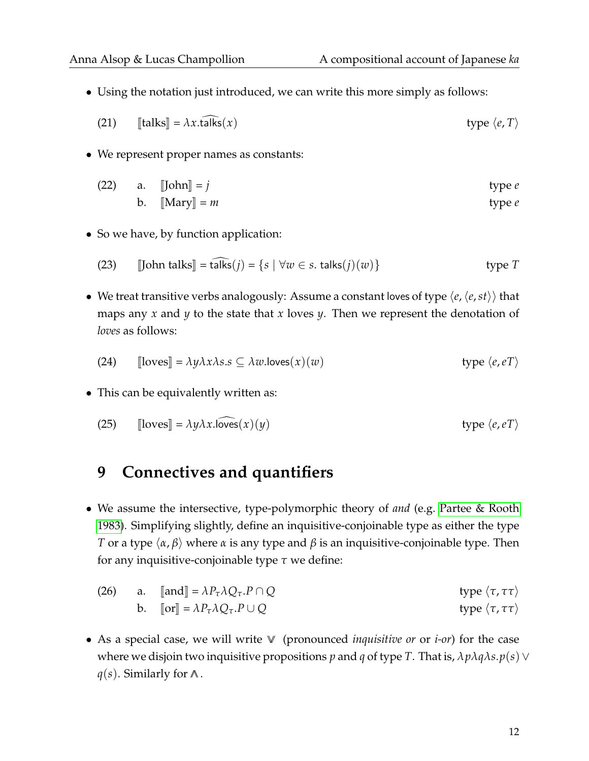- Using the notation just introduced, we can write this more simply as follows:

(21) $[\![\text{talks}]\!] = \lambda x.\widehat{\mathsf{talks}}(x)$ type $\langle e, T\rangle$

- We represent proper names as constants:

(22) a. $[\![\text{John}]\!] = j$ type $e$

b. $[\![\text{Mary}]\!] = m$ type $e$

- So we have, by function application:

(23) $[\![\text{John talks}]\!] = \widehat{\mathsf{talks}}(j) = \{s \mid \forall w \in s.\ \mathsf{talks}(j)(w)\}$ type $T$

- We treat transitive verbs analogously: Assume a constant $\mathsf{loves}$ of type $\langle e, \langle e, st\rangle\rangle$ that maps any $x$ and $y$ to the state that $x$ loves $y$. Then we represent the denotation of *loves* as follows:

(24) $[\![\text{loves}]\!] = \lambda y \lambda x \lambda s.s \subseteq \lambda w.\mathsf{loves}(x)(w)$ type $\langle e, eT\rangle$

- This can be equivalently written as:

(25) $[\![\text{loves}]\!] = \lambda y \lambda x.\widehat{\mathsf{loves}}(x)(y)$ type $\langle e, eT\rangle$

## 9 Connectives and quantifiers

- We assume the intersective, type-polymorphic theory of *and* (e.g. Partee & Rooth 1983). Simplifying slightly, define an inquisitive-conjoinable type as either the type $T$ or a type $\langle \alpha, \beta\rangle$ where $\alpha$ is any type and $\beta$ is an inquisitive-conjoinable type. Then for any inquisitive-conjoinable type $\tau$ we define:

(26) a. $[\![\text{and}]\!] = \lambda P_\tau \lambda Q_\tau.P \cap Q$ type $\langle \tau, \tau\tau\rangle$

b. $[\![\text{or}]\!] = \lambda P_\tau \lambda Q_\tau.P \cup Q$ type $\langle \tau, \tau\tau\rangle$

- As a special case, we will write $\mathbb{V}$ (pronounced *inquisitive or* or *i-or*) for the case where we disjoin two inquisitive propositions $p$ and $q$ of type $T$. That is, $\lambda p \lambda q \lambda s.p(s) \vee q(s)$. Similarly for $\mathbb{A}$.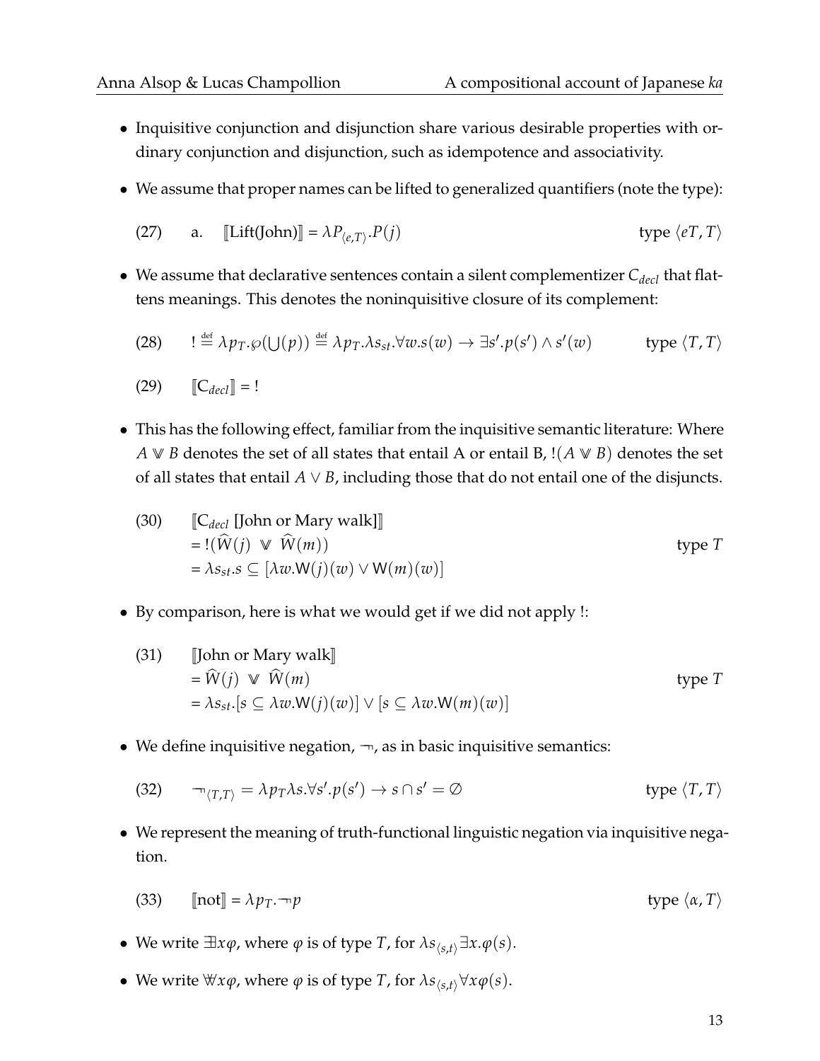- Inquisitive conjunction and disjunction share various desirable properties with ordinary conjunction and disjunction, such as idempotence and associativity.

- We assume that proper names can be lifted to generalized quantifiers (note the type):

(27) a. $[\![\text{Lift(John)}]\!] = \lambda P_{\langle e,T \rangle}.P(j)$ type $\langle eT, T\rangle$

- We assume that declarative sentences contain a silent complementizer $C_{decl}$ that flattens meanings. This denotes the noninquisitive closure of its complement:

(28) $! \stackrel{\text{def}}{=} \lambda p_T.\wp(\bigcup(p)) \stackrel{\text{def}}{=} \lambda p_T.\lambda s_{st}.\forall w.s(w) \rightarrow \exists s'.p(s') \wedge s'(w)$ type $\langle T, T\rangle$

(29) $[\![\text{C}_{decl}]\!] = !$

- This has the following effect, familiar from the inquisitive semantic literature: Where $A \mathbin{\mathbb{V}} B$ denotes the set of all states that entail A or entail B, $!(A \mathbin{\mathbb{V}} B)$ denotes the set of all states that entail $A \vee B$, including those that do not entail one of the disjuncts.

(30) $[\![\text{C}_{decl}$ [John or Mary walk]$]\!]$
$= !(\widehat{W}(j) \mathbin{\mathbb{V}} \widehat{W}(m))$ type $T$
$= \lambda s_{st}.s \subseteq [\lambda w.\mathsf{W}(j)(w) \vee \mathsf{W}(m)(w)]$

- By comparison, here is what we would get if we did not apply !:

(31) $[\![$John or Mary walk$]\!]$
$= \widehat{W}(j) \mathbin{\mathbb{V}} \widehat{W}(m)$ type $T$
$= \lambda s_{st}.[s \subseteq \lambda w.\mathsf{W}(j)(w)] \vee [s \subseteq \lambda w.\mathsf{W}(m)(w)]$

- We define inquisitive negation, $\neg\!\!\neg$, as in basic inquisitive semantics:

(32) $\neg\!\!\neg_{\langle T,T\rangle} = \lambda p_T \lambda s.\forall s'.p(s') \rightarrow s \cap s' = \emptyset$ type $\langle T, T\rangle$

- We represent the meaning of truth-functional linguistic negation via inquisitive negation.

(33) $[\![\text{not}]\!] = \lambda p_T.\neg\!\!\neg p$ type $\langle \alpha, T\rangle$

- We write $\exists\!\!\!\exists x\varphi$, where $\varphi$ is of type $T$, for $\lambda s_{\langle s,t\rangle} \exists x.\varphi(s)$.

- We write $\forall\!\!\!\forall x\varphi$, where $\varphi$ is of type $T$, for $\lambda s_{\langle s,t\rangle} \forall x \varphi(s)$.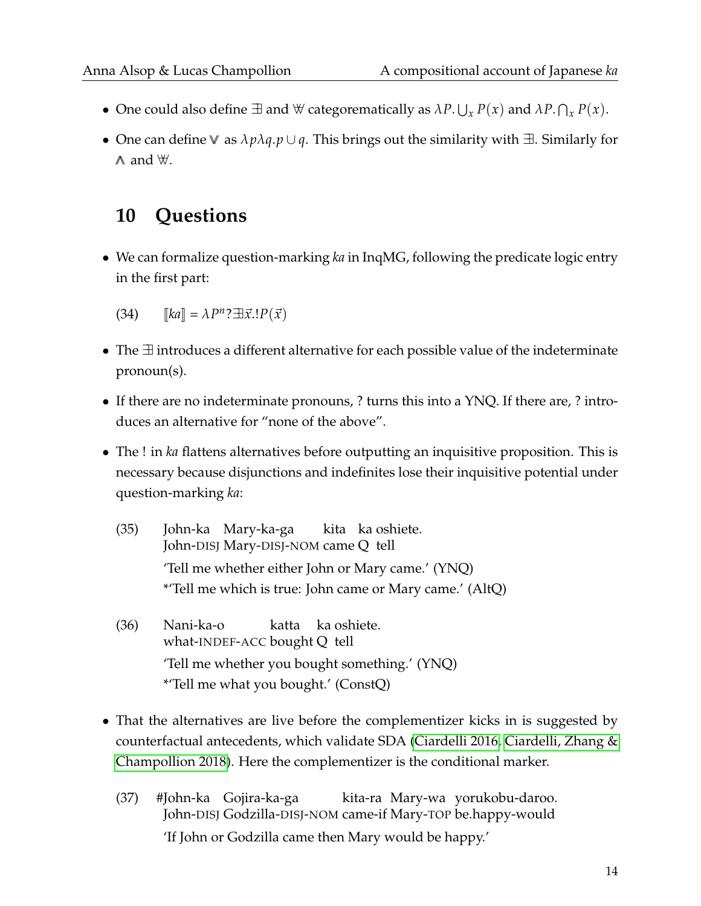- One could also define $\exists$ and $\forall$ categorematically as $\lambda P.\bigcup_x P(x)$ and $\lambda P.\bigcap_x P(x)$.
- One can define $\vee$ as $\lambda p \lambda q.p \cup q$. This brings out the similarity with $\exists$. Similarly for $\wedge$ and $\forall$.

## 10 Questions

- We can formalize question-marking *ka* in InqMG, following the predicate logic entry in the first part:

(34) $[\![ka]\!] = \lambda P^n ?\exists \vec{x}.!P(\vec{x})$

- The $\exists$ introduces a different alternative for each possible value of the indeterminate pronoun(s).
- If there are no indeterminate pronouns, ? turns this into a YNQ. If there are, ? introduces an alternative for "none of the above".
- The ! in *ka* flattens alternatives before outputting an inquisitive proposition. This is necessary because disjunctions and indefinites lose their inquisitive potential under question-marking *ka*:

(35) John-ka Mary-ka-ga kita ka oshiete.
John-DISJ Mary-DISJ-NOM came Q tell
'Tell me whether either John or Mary came.' (YNQ)
*'Tell me which is true: John came or Mary came.' (AltQ)

(36) Nani-ka-o katta ka oshiete.
what-INDEF-ACC bought Q tell
'Tell me whether you bought something.' (YNQ)
*'Tell me what you bought.' (ConstQ)

- That the alternatives are live before the complementizer kicks in is suggested by counterfactual antecedents, which validate SDA (Ciardelli 2016, Ciardelli, Zhang & Champollion 2018). Here the complementizer is the conditional marker.

(37) #John-ka Gojira-ka-ga kita-ra Mary-wa yorukobu-daroo.
John-DISJ Godzilla-DISJ-NOM came-if Mary-TOP be.happy-would
'If John or Godzilla came then Mary would be happy.'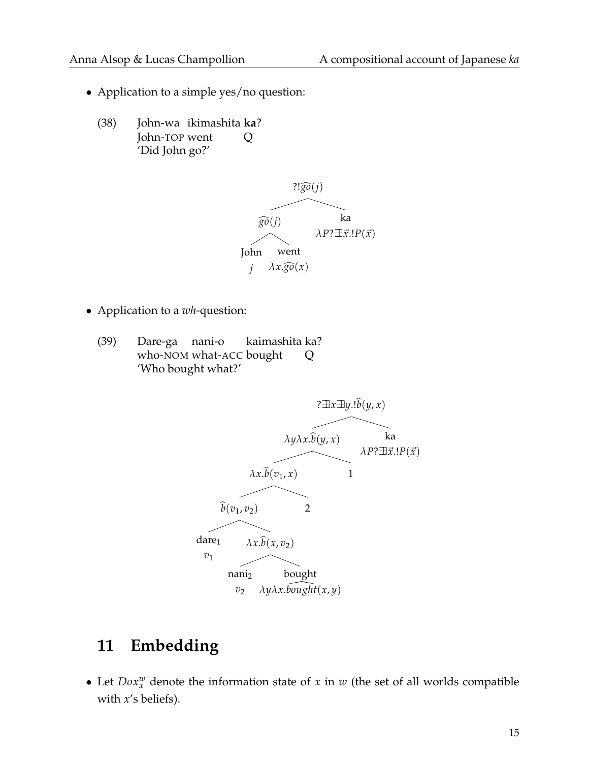- Application to a simple yes/no question:

(38) John-wa ikimashita **ka**?
John-TOP went Q
'Did John go?'

- $?!\widehat{go}(j)$
  - $\widehat{go}(j)$
    - John: $j$
    - went: $\lambda x.\widehat{go}(x)$
  - ka: $\lambda P ?\exists\vec{x}.!P(\vec{x})$

- Application to a *wh*-question:

(39) Dare-ga nani-o kaimashita ka?
who-NOM what-ACC bought Q
'Who bought what?'

- $?\exists x \exists y.!\widehat{b}(y, x)$
  - $\lambda y \lambda x.\widehat{b}(y, x)$
    - $\lambda x.\widehat{b}(v_1, x)$
      - $\widehat{b}(v_1, v_2)$
        - dare$_1$: $v_1$
        - $\lambda x.\widehat{b}(x, v_2)$
          - nani$_2$: $v_2$
          - bought: $\lambda y \lambda x.\widehat{bought}(x, y)$
      - 2
    - 1
  - ka: $\lambda P ?\exists\vec{x}.!P(\vec{x})$

## 11 Embedding

- Let $Dox_x^w$ denote the information state of $x$ in $w$ (the set of all worlds compatible with $x$'s beliefs).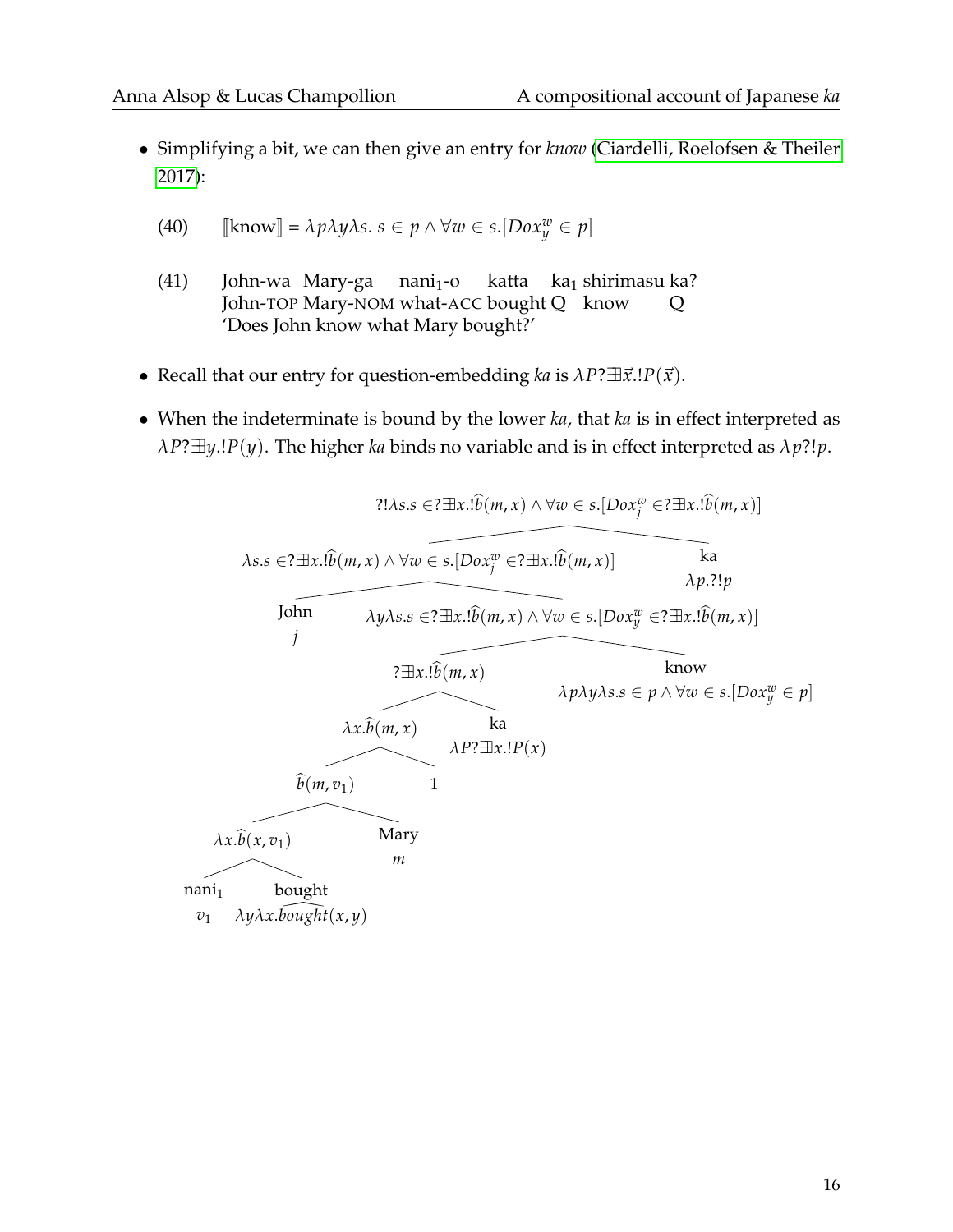- Simplifying a bit, we can then give an entry for *know* (Ciardelli, Roelofsen & Theiler 2017):

(40) $[\![\text{know}]\!] = \lambda p \lambda y \lambda s.\ s \in p \wedge \forall w \in s.[Dox^w_y \in p]$

(41) John-wa Mary-ga nani$_1$-o katta ka$_1$ shirimasu ka?
John-TOP Mary-NOM what-ACC bought Q know Q
'Does John know what Mary bought?'

- Recall that our entry for question-embedding *ka* is $\lambda P ?\exists \vec{x}.!P(\vec{x})$.

- When the indeterminate is bound by the lower *ka*, that *ka* is in effect interpreted as $\lambda P ?\exists y.!P(y)$. The higher *ka* binds no variable and is in effect interpreted as $\lambda p ?!p$.

Tree (top to bottom):

- $?!\lambda s.s \in ?\exists x.!\widehat{b}(m,x) \wedge \forall w \in s.[Dox^w_j \in ?\exists x.!\widehat{b}(m,x)]$
  - $\lambda s.s \in ?\exists x.!\widehat{b}(m,x) \wedge \forall w \in s.[Dox^w_j \in ?\exists x.!\widehat{b}(m,x)]$
    - John: $j$
    - $\lambda y \lambda s.s \in ?\exists x.!\widehat{b}(m,x) \wedge \forall w \in s.[Dox^w_y \in ?\exists x.!\widehat{b}(m,x)]$
      - $?\exists x.!\widehat{b}(m,x)$
        - $\lambda x.\widehat{b}(m,x)$
          - $\widehat{b}(m,v_1)$
            - $\lambda x.\widehat{b}(x,v_1)$
              - nani$_1$: $v_1$
              - bought: $\lambda y \lambda x.\widehat{bought}(x,y)$
            - Mary: $m$
          - 1
        - ka: $\lambda P ?\exists x.!P(x)$
      - know: $\lambda p \lambda y \lambda s.s \in p \wedge \forall w \in s.[Dox^w_y \in p]$
  - ka: $\lambda p.?!p$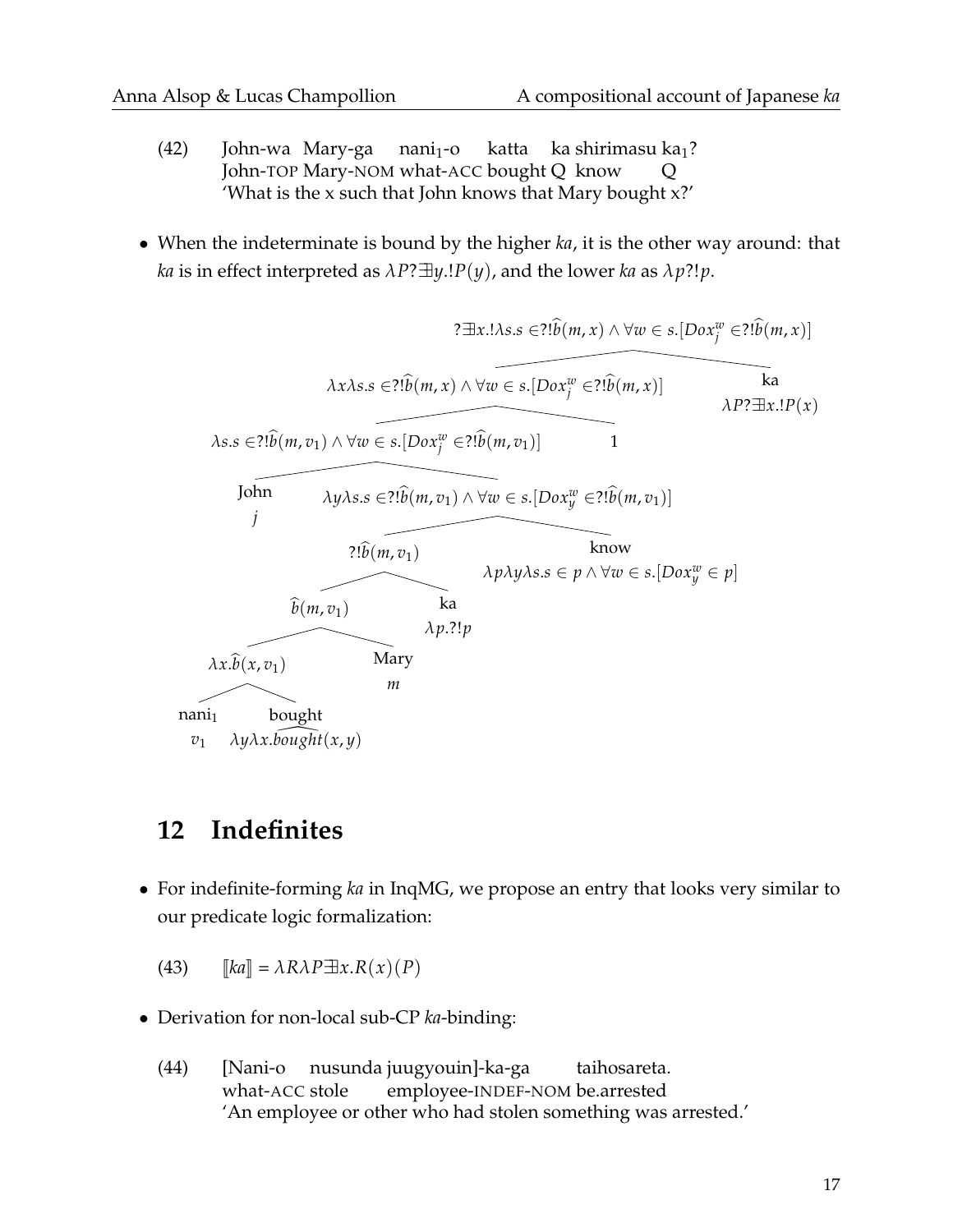(42) John-wa Mary-ga nani$_1$-o katta ka shirimasu ka$_1$?
John-TOP Mary-NOM what-ACC bought Q know Q
'What is the x such that John knows that Mary bought x?'

- When the indeterminate is bound by the higher *ka*, it is the other way around: that *ka* is in effect interpreted as $\lambda P ?\exists y.!P(y)$, and the lower *ka* as $\lambda p ?!p$.

Tree:

- $?\exists x.!\lambda s.s \in ?!\widehat{b}(m,x) \wedge \forall w \in s.[Dox^w_j \in ?!\widehat{b}(m,x)]$
  - $\lambda x \lambda s.s \in ?!\widehat{b}(m,x) \wedge \forall w \in s.[Dox^w_j \in ?!\widehat{b}(m,x)]$
    - $\lambda s.s \in ?!\widehat{b}(m,v_1) \wedge \forall w \in s.[Dox^w_j \in ?!\widehat{b}(m,v_1)]$
      - John: $j$
      - $\lambda y \lambda s.s \in ?!\widehat{b}(m,v_1) \wedge \forall w \in s.[Dox^w_y \in ?!\widehat{b}(m,v_1)]$
        - $?!\widehat{b}(m,v_1)$
          - $\widehat{b}(m,v_1)$
            - $\lambda x.\widehat{b}(x,v_1)$
              - nani$_1$: $v_1$
              - bought: $\lambda y \lambda x.\widehat{bought}(x,y)$
            - Mary: $m$
          - ka: $\lambda p.?!p$
        - know: $\lambda p \lambda y \lambda s.s \in p \wedge \forall w \in s.[Dox^w_y \in p]$
    - 1
  - ka: $\lambda P ?\exists x.!P(x)$

## 12 Indefinites

- For indefinite-forming *ka* in InqMG, we propose an entry that looks very similar to our predicate logic formalization:

(43) $[\![ka]\!] = \lambda R \lambda P \exists x.R(x)(P)$

- Derivation for non-local sub-CP *ka*-binding:

(44) [Nani-o nusunda juugyouin]-ka-ga taihosareta.
what-ACC stole employee-INDEF-NOM be.arrested
'An employee or other who had stolen something was arrested.'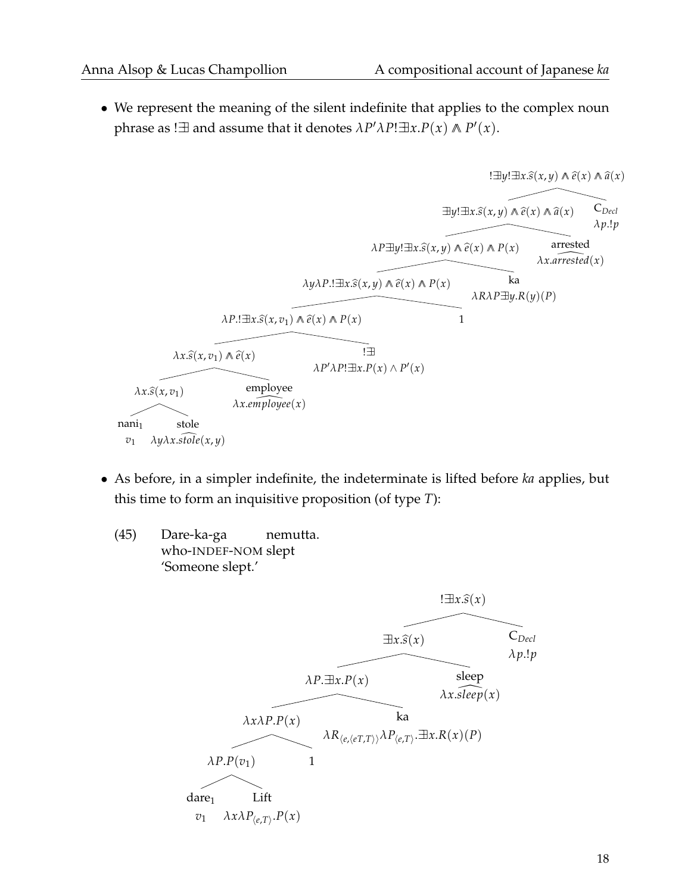- We represent the meaning of the silent indefinite that applies to the complex noun phrase as $!\exists$ and assume that it denotes $\lambda P' \lambda P ! \exists x.P(x) \wedge P'(x)$.

$$!\exists y ! \exists x.\widehat{s}(x,y) \wedge \widehat{e}(x) \wedge \widehat{a}(x)$$

- $\exists y ! \exists x.\widehat{s}(x,y) \wedge \widehat{e}(x) \wedge \widehat{a}(x)$
  - $\lambda P \exists y ! \exists x.\widehat{s}(x,y) \wedge \widehat{e}(x) \wedge P(x)$
    - $\lambda y \lambda P. ! \exists x.\widehat{s}(x,y) \wedge \widehat{e}(x) \wedge P(x)$
      - $\lambda P. ! \exists x.\widehat{s}(x,v_1) \wedge \widehat{e}(x) \wedge P(x)$
        - $\lambda x.\widehat{s}(x,v_1) \wedge \widehat{e}(x)$
          - $\lambda x.\widehat{s}(x,v_1)$
            - nani$_1$: $v_1$
            - stole: $\lambda y \lambda x.\widehat{stole}(x,y)$
          - employee: $\lambda x.\widehat{employee}(x)$
        - $!\exists$: $\lambda P' \lambda P ! \exists x.P(x) \wedge P'(x)$
      - 1
    - ka: $\lambda R \lambda P \exists y.R(y)(P)$
  - arrested: $\lambda x.\widehat{arrested}(x)$
- C$_{Decl}$: $\lambda p.!p$

- As before, in a simpler indefinite, the indeterminate is lifted before *ka* applies, but this time to form an inquisitive proposition (of type $T$):

(45) Dare-ka-ga nemutta.
who-INDEF-NOM slept
'Someone slept.'

$$!\exists x.\widehat{s}(x)$$

- $\exists x.\widehat{s}(x)$
  - $\lambda P.\exists x.P(x)$
    - $\lambda x \lambda P.P(x)$
      - $\lambda P.P(v_1)$
        - dare$_1$: $v_1$
        - Lift: $\lambda x \lambda P_{\langle e,T \rangle}.P(x)$
      - 1
    - ka: $\lambda R_{\langle e,\langle eT,T \rangle \rangle} \lambda P_{\langle e,T \rangle}.\exists x.R(x)(P)$
  - sleep: $\lambda x.\widehat{sleep}(x)$
- C$_{Decl}$: $\lambda p.!p$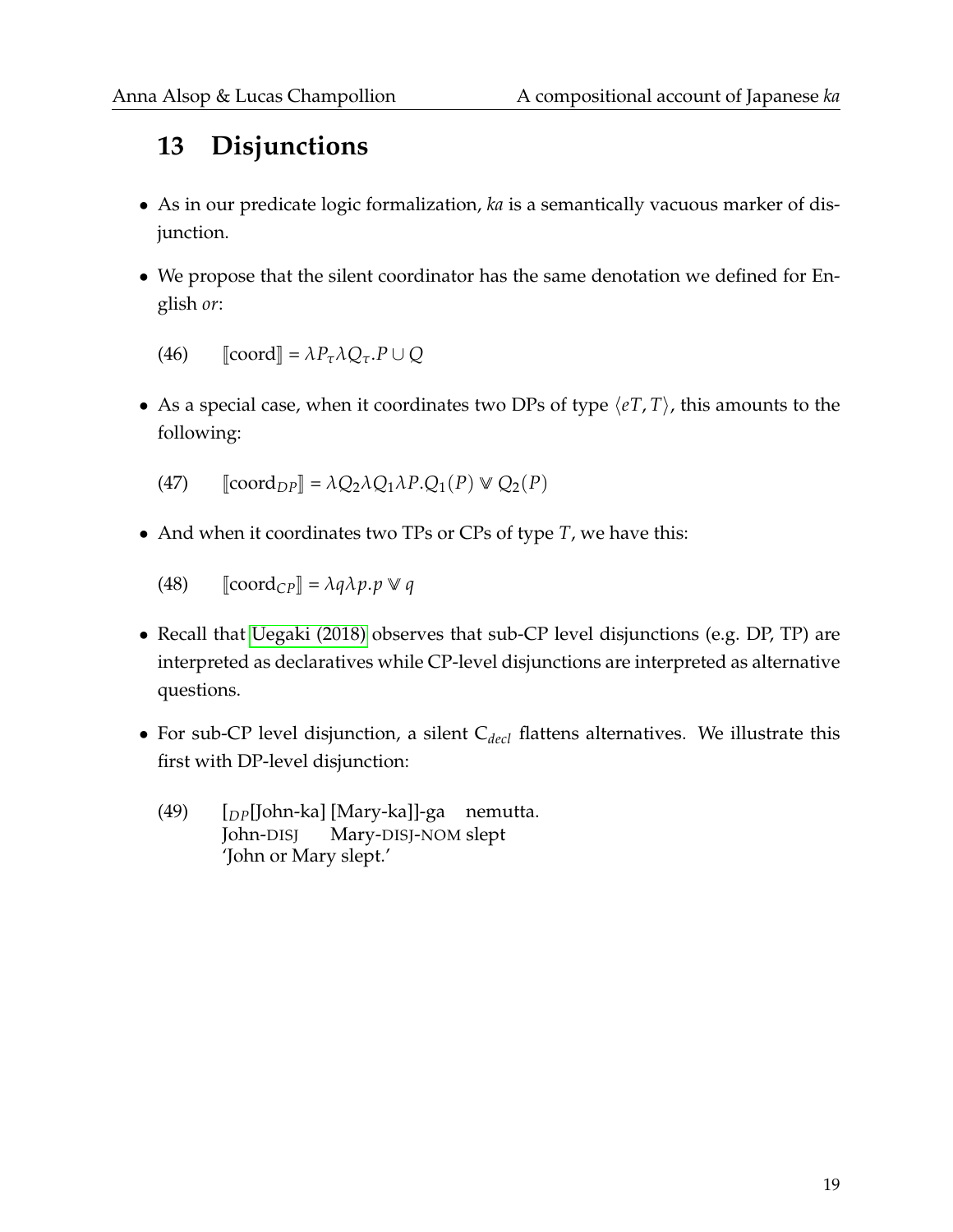## 13 Disjunctions

- As in our predicate logic formalization, *ka* is a semantically vacuous marker of disjunction.
- We propose that the silent coordinator has the same denotation we defined for English *or*:

(46) $[\![\text{coord}]\!] = \lambda P_\tau \lambda Q_\tau . P \cup Q$

- As a special case, when it coordinates two DPs of type $\langle eT, T \rangle$, this amounts to the following:

(47) $[\![\text{coord}_{DP}]\!] = \lambda Q_2 \lambda Q_1 \lambda P . Q_1(P) \Cup Q_2(P)$

- And when it coordinates two TPs or CPs of type $T$, we have this:

(48) $[\![\text{coord}_{CP}]\!] = \lambda q \lambda p . p \Cup q$

- Recall that Uegaki (2018) observes that sub-CP level disjunctions (e.g. DP, TP) are interpreted as declaratives while CP-level disjunctions are interpreted as alternative questions.
- For sub-CP level disjunction, a silent $\text{C}_{decl}$ flattens alternatives. We illustrate this first with DP-level disjunction:

(49) [$_{DP}$[John-ka] [Mary-ka]]-ga nemutta.
John-DISJ Mary-DISJ-NOM slept
'John or Mary slept.'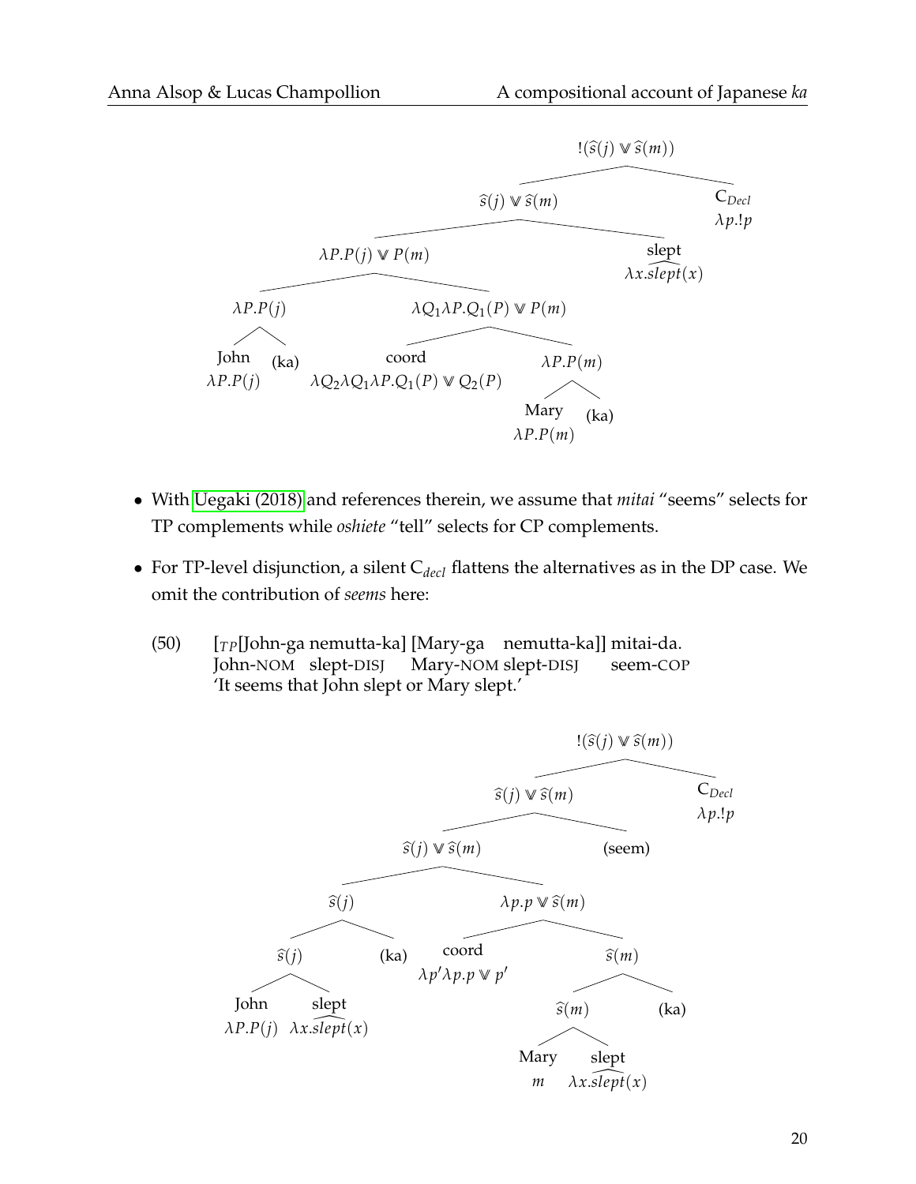```
                                    !(ŝ(j) ⩒ ŝ(m))
                                   /              \
                        ŝ(j) ⩒ ŝ(m)                C_Decl
                       /           \               λp.!p
            λP.P(j) ⩒ P(m)          slept
           /              \         λx.slept(x)
     λP.P(j)        λQ1λP.Q1(P) ⩒ P(m)
     /     \         /                \
  John    (ka)     coord              λP.P(m)
  λP.P(j)          λQ2λQ1λP.Q1(P) ⩒ Q2(P)   /     \
                                        Mary    (ka)
                                        λP.P(m)
```

- With Uegaki (2018) and references therein, we assume that *mitai* "seems" selects for TP complements while *oshiete* "tell" selects for CP complements.
- For TP-level disjunction, a silent $C_{decl}$ flattens the alternatives as in the DP case. We omit the contribution of *seems* here:

(50) $[_{TP}$[John-ga nemutta-ka] [Mary-ga nemutta-ka]] mitai-da.
John-NOM slept-DISJ Mary-NOM slept-DISJ seem-COP
'It seems that John slept or Mary slept.'

```
                                        !(ŝ(j) ⩒ ŝ(m))
                                       /              \
                              ŝ(j) ⩒ ŝ(m)              C_Decl
                             /           \             λp.!p
                    ŝ(j) ⩒ ŝ(m)          (seem)
                   /           \
               ŝ(j)          λp.p ⩒ ŝ(m)
              /    \          /          \
          ŝ(j)    (ka)     coord          ŝ(m)
         /    \            λp'λp.p ⩒ p'   /    \
      John    slept                    ŝ(m)    (ka)
      λP.P(j) λx.slept(x)             /    \
                                   Mary    slept
                                   m       λx.slept(x)
```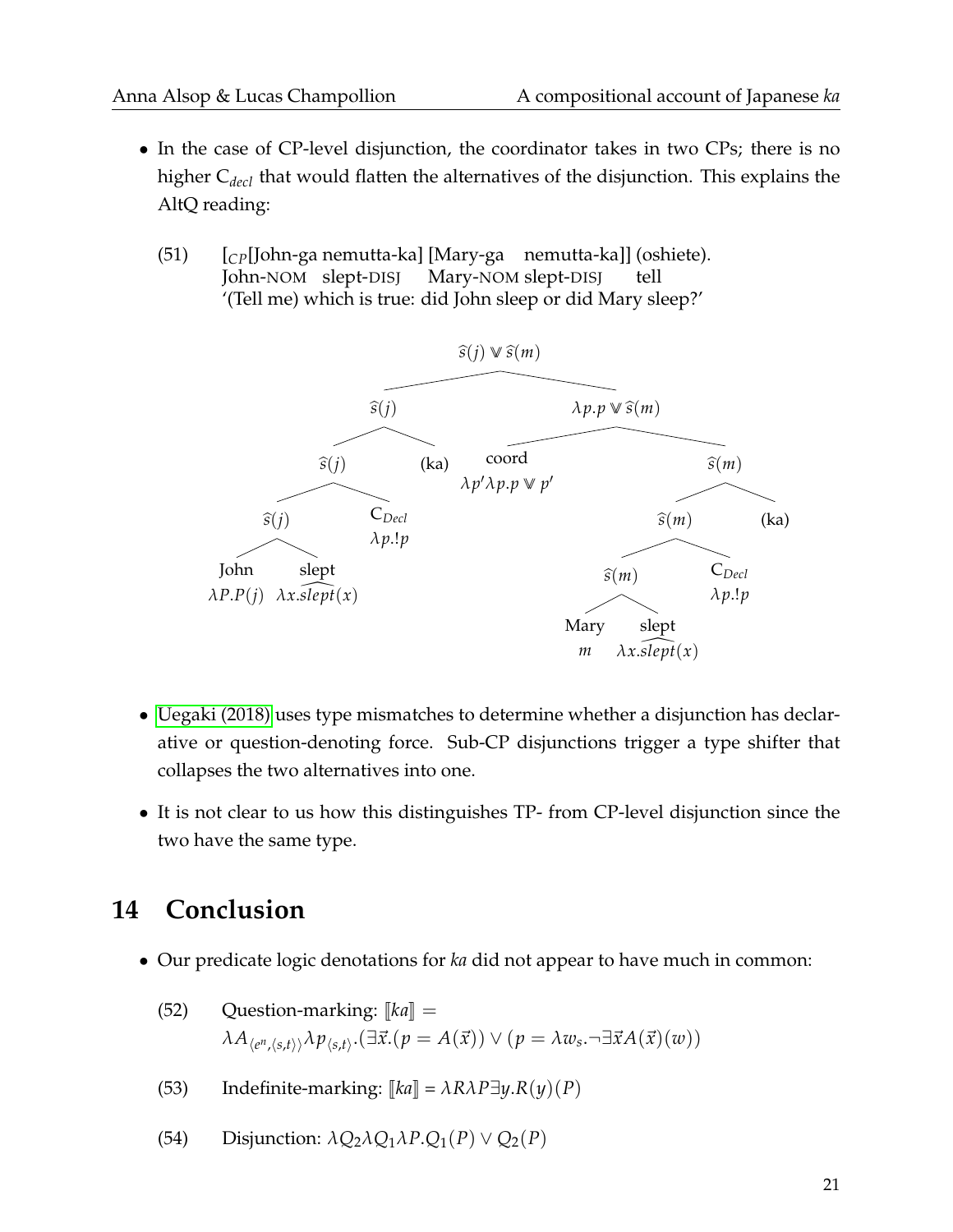- In the case of CP-level disjunction, the coordinator takes in two CPs; there is no higher $C_{decl}$ that would flatten the alternatives of the disjunction. This explains the AltQ reading:

(51) [$_{CP}$[John-ga nemutta-ka] [Mary-ga nemutta-ka]] (oshiete).
John-NOM slept-DISJ Mary-NOM slept-DISJ tell
'(Tell me) which is true: did John sleep or did Mary sleep?'

$\widehat{s}(j) \Cup \widehat{s}(m)$
- $\widehat{s}(j)$
  - $\widehat{s}(j)$
    - $\widehat{s}(j)$
      - John $\lambda P.P(j)$
      - slept $\lambda x.\widehat{slept}(x)$
    - $C_{Decl}$ $\lambda p.!p$
  - (ka)
- $\lambda p.p \Cup \widehat{s}(m)$
  - coord $\lambda p' \lambda p.p \Cup p'$
  - $\widehat{s}(m)$
    - $\widehat{s}(m)$
      - $\widehat{s}(m)$
        - Mary $m$
        - slept $\lambda x.\widehat{slept}(x)$
      - $C_{Decl}$ $\lambda p.!p$
    - (ka)

- Uegaki (2018) uses type mismatches to determine whether a disjunction has declarative or question-denoting force. Sub-CP disjunctions trigger a type shifter that collapses the two alternatives into one.
- It is not clear to us how this distinguishes TP- from CP-level disjunction since the two have the same type.

# 14 Conclusion

- Our predicate logic denotations for *ka* did not appear to have much in common:

(52) Question-marking: $[\![ka]\!] =$
$\lambda A_{\langle e^n,\langle s,t\rangle\rangle} \lambda p_{\langle s,t\rangle}.(\exists \vec{x}.(p = A(\vec{x})) \vee (p = \lambda w_s.\neg\exists \vec{x} A(\vec{x})(w))$

(53) Indefinite-marking: $[\![ka]\!] = \lambda R \lambda P \exists y.R(y)(P)$

(54) Disjunction: $\lambda Q_2 \lambda Q_1 \lambda P.Q_1(P) \vee Q_2(P)$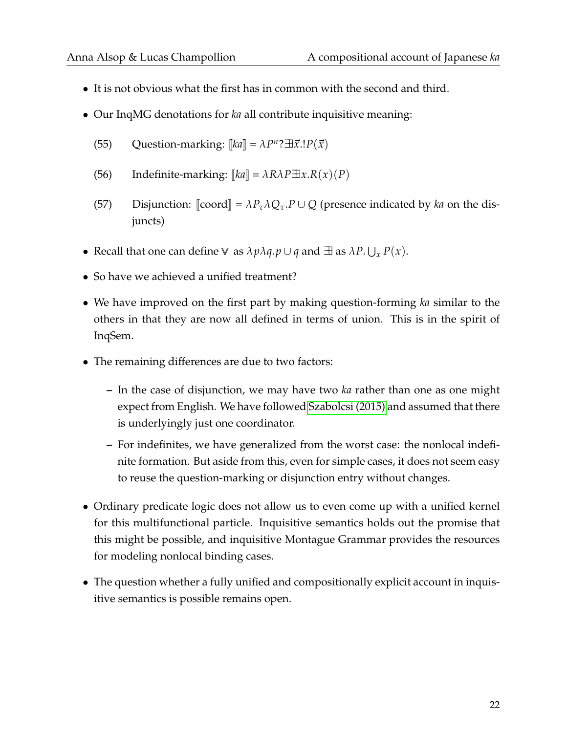- It is not obvious what the first has in common with the second and third.
- Our InqMG denotations for *ka* all contribute inquisitive meaning:

(55) Question-marking: $[\![ka]\!] = \lambda P^n ?\exists\!\!\!\exists \vec{x}.!P(\vec{x})$

(56) Indefinite-marking: $[\![ka]\!] = \lambda R \lambda P \exists\!\!\!\exists x.R(x)(P)$

(57) Disjunction: $[\![\text{coord}]\!] = \lambda P_\tau \lambda Q_\tau.P \cup Q$ (presence indicated by *ka* on the disjuncts)

- Recall that one can define $\mathbb{V}$ as $\lambda p \lambda q.p \cup q$ and $\exists\!\!\!\exists$ as $\lambda P. \bigcup_x P(x)$.
- So have we achieved a unified treatment?
- We have improved on the first part by making question-forming *ka* similar to the others in that they are now all defined in terms of union. This is in the spirit of InqSem.
- The remaining differences are due to two factors:
  - In the case of disjunction, we may have two *ka* rather than one as one might expect from English. We have followed Szabolcsi (2015) and assumed that there is underlyingly just one coordinator.
  - For indefinites, we have generalized from the worst case: the nonlocal indefinite formation. But aside from this, even for simple cases, it does not seem easy to reuse the question-marking or disjunction entry without changes.
- Ordinary predicate logic does not allow us to even come up with a unified kernel for this multifunctional particle. Inquisitive semantics holds out the promise that this might be possible, and inquisitive Montague Grammar provides the resources for modeling nonlocal binding cases.
- The question whether a fully unified and compositionally explicit account in inquisitive semantics is possible remains open.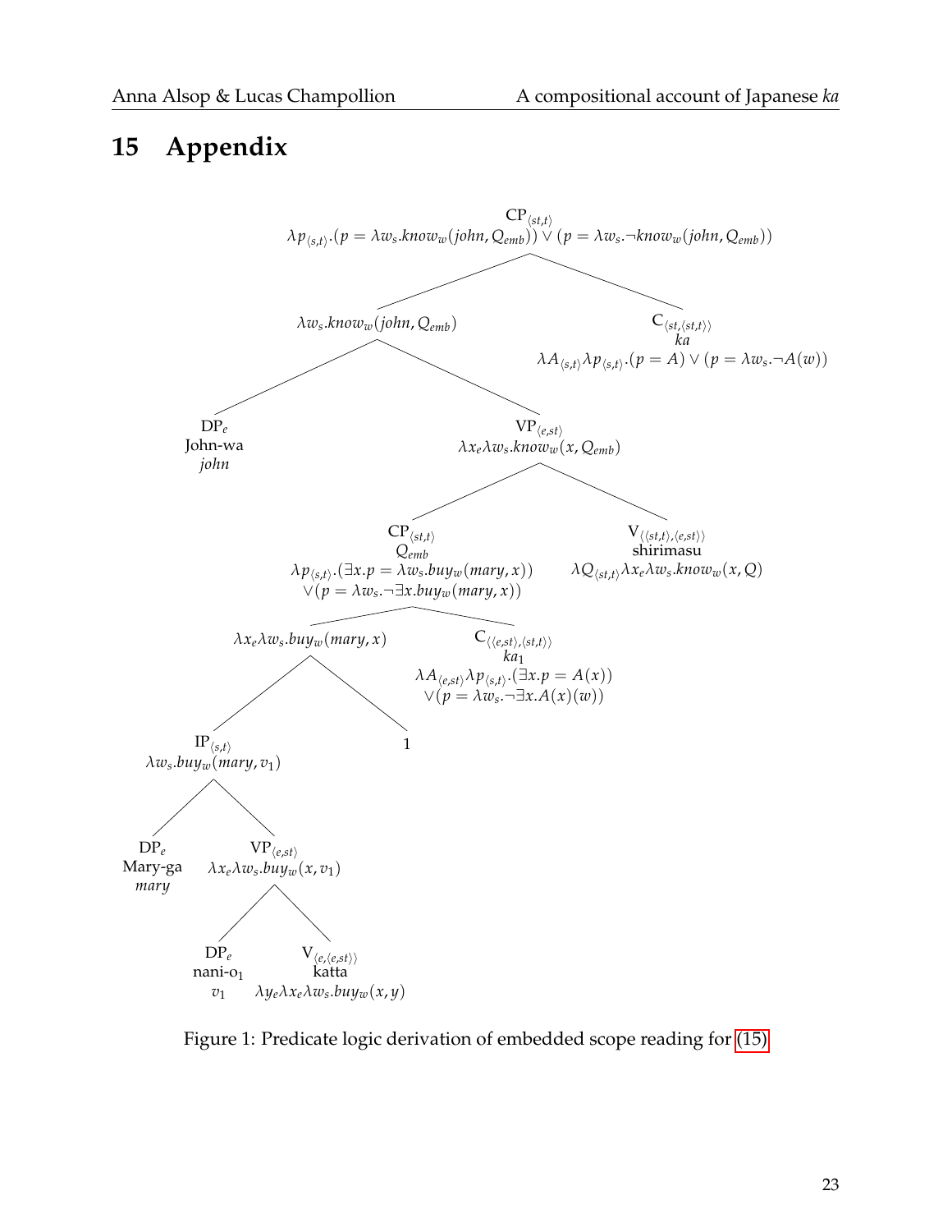# 15 Appendix

$\text{CP}_{\langle st,t\rangle}$
$\lambda p_{\langle s,t\rangle}.(p = \lambda w_s.know_w(john, Q_{emb})) \vee (p = \lambda w_s.\neg know_w(john, Q_{emb}))$

- $\lambda w_s.know_w(john, Q_{emb})$
  - $\text{DP}_e$ John-wa *john*
  - $\text{VP}_{\langle e,st\rangle}$ $\lambda x_e \lambda w_s.know_w(x, Q_{emb})$
    - $\text{CP}_{\langle st,t\rangle}$ $Q_{emb}$ $\lambda p_{\langle s,t\rangle}.(\exists x.p = \lambda w_s.buy_w(mary, x)) \vee (p = \lambda w_s.\neg\exists x.buy_w(mary, x))$
      - $\lambda x_e \lambda w_s.buy_w(mary, x)$
        - $\text{IP}_{\langle s,t\rangle}$ $\lambda w_s.buy_w(mary, v_1)$
          - $\text{DP}_e$ Mary-ga *mary*
          - $\text{VP}_{\langle e,st\rangle}$ $\lambda x_e \lambda w_s.buy_w(x, v_1)$
            - $\text{DP}_e$ nani-o$_1$ $v_1$
            - $\text{V}_{\langle e,\langle e,st\rangle\rangle}$ katta $\lambda y_e \lambda x_e \lambda w_s.buy_w(x, y)$
        - 1
      - $\text{C}_{\langle\langle e,st\rangle,\langle st,t\rangle\rangle}$ $ka_1$ $\lambda A_{\langle e,st\rangle} \lambda p_{\langle s,t\rangle}.(\exists x.p = A(x)) \vee (p = \lambda w_s.\neg\exists x.A(x)(w))$
    - $\text{V}_{\langle\langle st,t\rangle,\langle e,st\rangle\rangle}$ shirimasu $\lambda Q_{\langle st,t\rangle} \lambda x_e \lambda w_s.know_w(x, Q)$
- $\text{C}_{\langle st,\langle st,t\rangle\rangle}$ *ka* $\lambda A_{\langle s,t\rangle} \lambda p_{\langle s,t\rangle}.(p = A) \vee (p = \lambda w_s.\neg A(w))$

Figure 1: Predicate logic derivation of embedded scope reading for (15)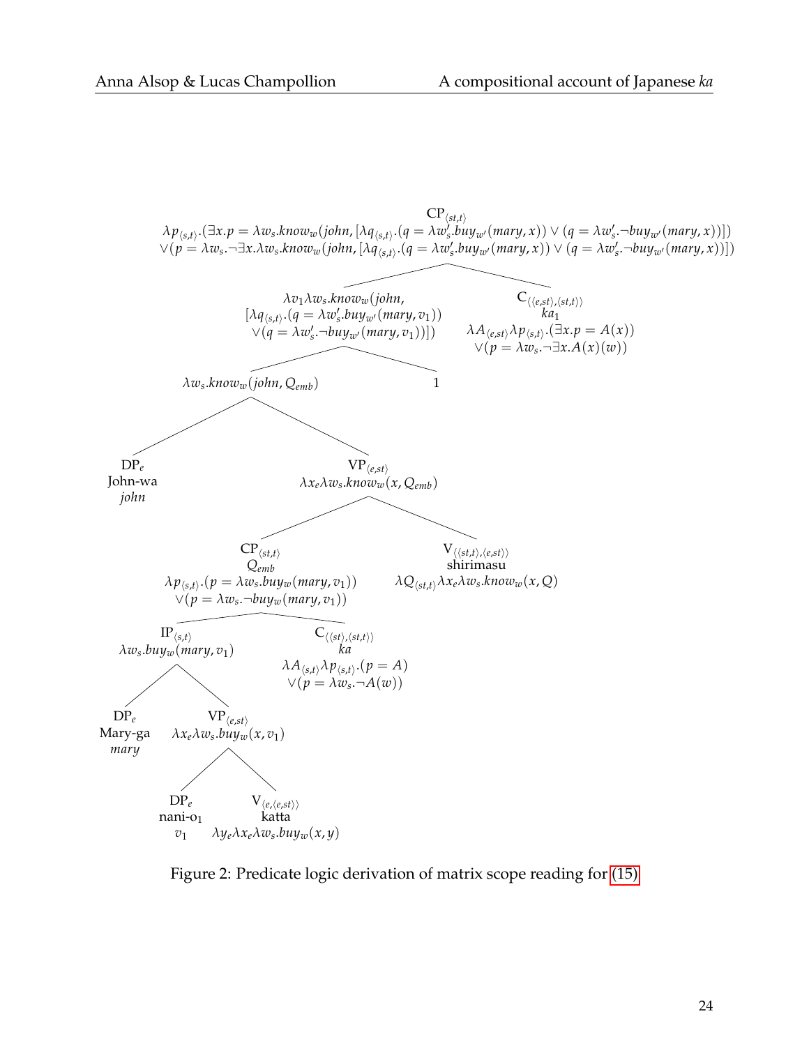$\text{CP}_{\langle st,t\rangle}$
$\lambda p_{\langle s,t\rangle}.(\exists x.p = \lambda w_s.know_w(john, [\lambda q_{\langle s,t\rangle}.(q = \lambda w'_s.buy_{w'}(mary, x)) \vee (q = \lambda w'_s.\neg buy_{w'}(mary, x))])$
$\vee(p = \lambda w_s.\neg\exists x.\lambda w_s.know_w(john, [\lambda q_{\langle s,t\rangle}.(q = \lambda w'_s.buy_{w'}(mary, x)) \vee (q = \lambda w'_s.\neg buy_{w'}(mary, x))])$

$\lambda v_1 \lambda w_s.know_w(john, [\lambda q_{\langle s,t\rangle}.(q = \lambda w'_s.buy_{w'}(mary, v_1)) \vee(q = \lambda w'_s.\neg buy_{w'}(mary, v_1))])$

$\text{C}_{\langle\langle e,st\rangle,\langle st,t\rangle\rangle}$ *ka*$_1$
$\lambda A_{\langle e,st\rangle}\lambda p_{\langle s,t\rangle}.(\exists x.p = A(x)) \vee(p = \lambda w_s.\neg\exists x.A(x)(w))$

$\lambda w_s.know_w(john, Q_{emb})$ &nbsp;&nbsp; 1

$\text{DP}_e$ John-wa *john*

$\text{VP}_{\langle e,st\rangle}$ $\lambda x_e \lambda w_s.know_w(x, Q_{emb})$

$\text{CP}_{\langle st,t\rangle}$ $Q_{emb}$
$\lambda p_{\langle s,t\rangle}.(p = \lambda w_s.buy_w(mary, v_1)) \vee(p = \lambda w_s.\neg buy_w(mary, v_1))$

$\text{V}_{\langle\langle st,t\rangle,\langle e,st\rangle\rangle}$ shirimasu
$\lambda Q_{\langle st,t\rangle}\lambda x_e \lambda w_s.know_w(x, Q)$

$\text{IP}_{\langle s,t\rangle}$ $\lambda w_s.buy_w(mary, v_1)$

$\text{C}_{\langle\langle st\rangle,\langle st,t\rangle\rangle}$ *ka*
$\lambda A_{\langle s,t\rangle}\lambda p_{\langle s,t\rangle}.(p = A) \vee(p = \lambda w_s.\neg A(w))$

$\text{DP}_e$ Mary-ga *mary*

$\text{VP}_{\langle e,st\rangle}$ $\lambda x_e \lambda w_s.buy_w(x, v_1)$

$\text{DP}_e$ nani-o$_1$ $v_1$

$\text{V}_{\langle e,\langle e,st\rangle\rangle}$ katta $\lambda y_e \lambda x_e \lambda w_s.buy_w(x, y)$

Figure 2: Predicate logic derivation of matrix scope reading for (15)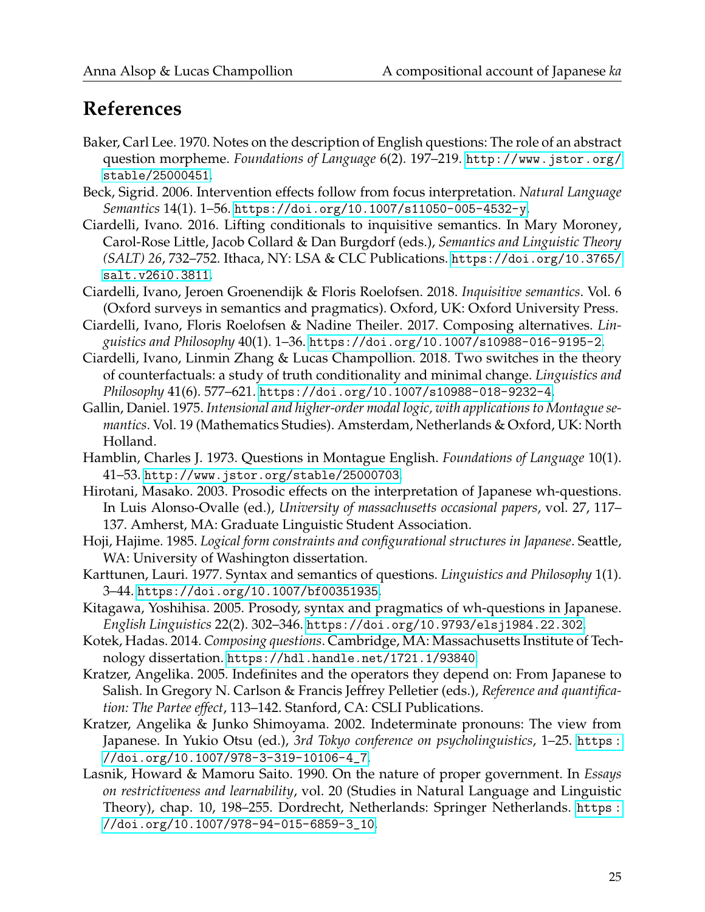## References

Baker, Carl Lee. 1970. Notes on the description of English questions: The role of an abstract question morpheme. *Foundations of Language* 6(2). 197–219. http://www.jstor.org/stable/25000451.

Beck, Sigrid. 2006. Intervention effects follow from focus interpretation. *Natural Language Semantics* 14(1). 1–56. https://doi.org/10.1007/s11050-005-4532-y.

Ciardelli, Ivano. 2016. Lifting conditionals to inquisitive semantics. In Mary Moroney, Carol-Rose Little, Jacob Collard & Dan Burgdorf (eds.), *Semantics and Linguistic Theory (SALT) 26*, 732–752. Ithaca, NY: LSA & CLC Publications. https://doi.org/10.3765/salt.v26i0.3811.

Ciardelli, Ivano, Jeroen Groenendijk & Floris Roelofsen. 2018. *Inquisitive semantics*. Vol. 6 (Oxford surveys in semantics and pragmatics). Oxford, UK: Oxford University Press.

Ciardelli, Ivano, Floris Roelofsen & Nadine Theiler. 2017. Composing alternatives. *Linguistics and Philosophy* 40(1). 1–36. https://doi.org/10.1007/s10988-016-9195-2.

Ciardelli, Ivano, Linmin Zhang & Lucas Champollion. 2018. Two switches in the theory of counterfactuals: a study of truth conditionality and minimal change. *Linguistics and Philosophy* 41(6). 577–621. https://doi.org/10.1007/s10988-018-9232-4.

Gallin, Daniel. 1975. *Intensional and higher-order modal logic, with applications to Montague semantics*. Vol. 19 (Mathematics Studies). Amsterdam, Netherlands & Oxford, UK: North Holland.

Hamblin, Charles J. 1973. Questions in Montague English. *Foundations of Language* 10(1). 41–53. http://www.jstor.org/stable/25000703.

Hirotani, Masako. 2003. Prosodic effects on the interpretation of Japanese wh-questions. In Luis Alonso-Ovalle (ed.), *University of massachusetts occasional papers*, vol. 27, 117–137. Amherst, MA: Graduate Linguistic Student Association.

Hoji, Hajime. 1985. *Logical form constraints and configurational structures in Japanese*. Seattle, WA: University of Washington dissertation.

Karttunen, Lauri. 1977. Syntax and semantics of questions. *Linguistics and Philosophy* 1(1). 3–44. https://doi.org/10.1007/bf00351935.

Kitagawa, Yoshihisa. 2005. Prosody, syntax and pragmatics of wh-questions in Japanese. *English Linguistics* 22(2). 302–346. https://doi.org/10.9793/elsj1984.22.302.

Kotek, Hadas. 2014. *Composing questions*. Cambridge, MA: Massachusetts Institute of Technology dissertation. https://hdl.handle.net/1721.1/93840.

Kratzer, Angelika. 2005. Indefinites and the operators they depend on: From Japanese to Salish. In Gregory N. Carlson & Francis Jeffrey Pelletier (eds.), *Reference and quantification: The Partee effect*, 113–142. Stanford, CA: CSLI Publications.

Kratzer, Angelika & Junko Shimoyama. 2002. Indeterminate pronouns: The view from Japanese. In Yukio Otsu (ed.), *3rd Tokyo conference on psycholinguistics*, 1–25. https://doi.org/10.1007/978-3-319-10106-4_7.

Lasnik, Howard & Mamoru Saito. 1990. On the nature of proper government. In *Essays on restrictiveness and learnability*, vol. 20 (Studies in Natural Language and Linguistic Theory), chap. 10, 198–255. Dordrecht, Netherlands: Springer Netherlands. https://doi.org/10.1007/978-94-015-6859-3_10.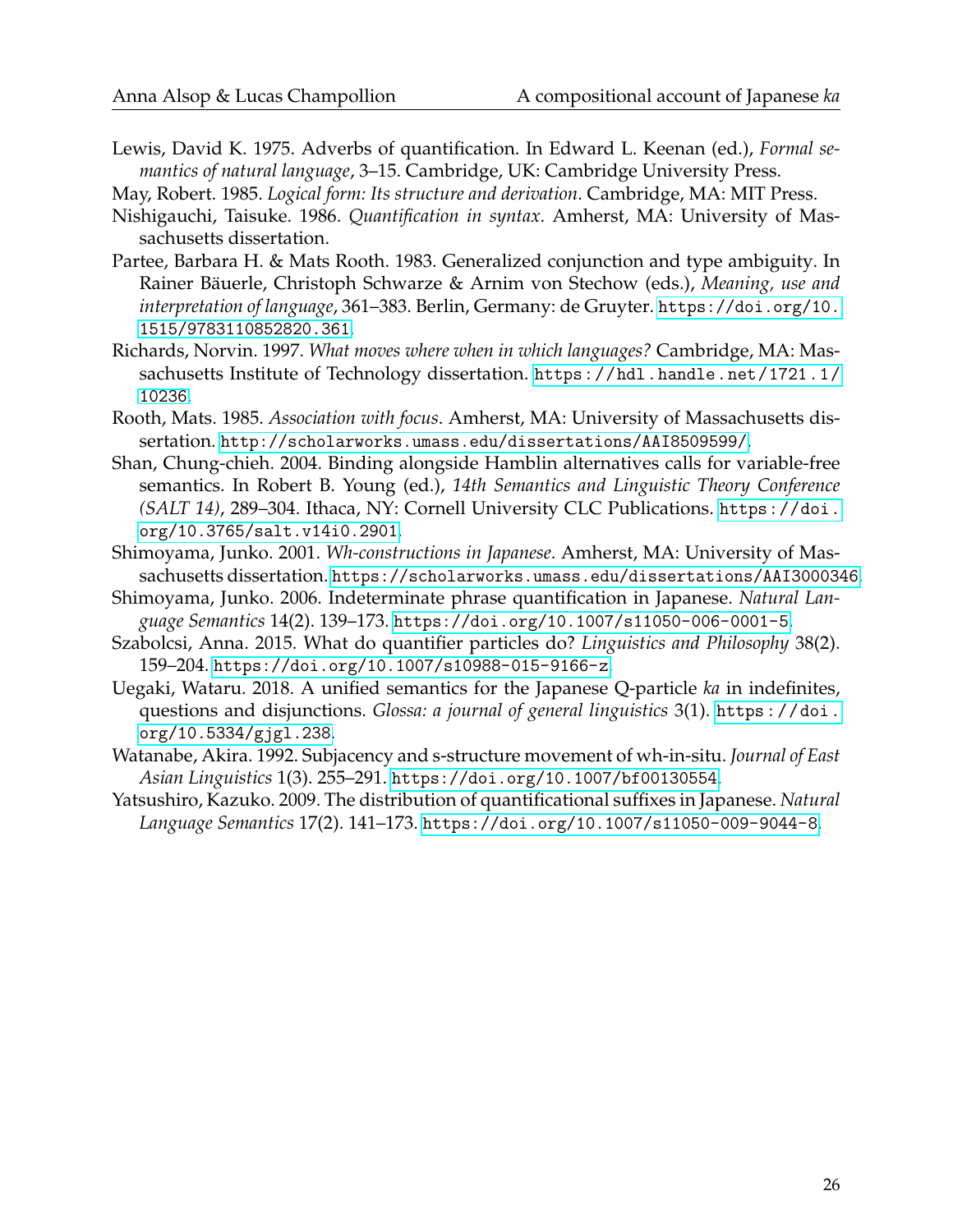Lewis, David K. 1975. Adverbs of quantification. In Edward L. Keenan (ed.), *Formal semantics of natural language*, 3–15. Cambridge, UK: Cambridge University Press.

May, Robert. 1985. *Logical form: Its structure and derivation*. Cambridge, MA: MIT Press.

Nishigauchi, Taisuke. 1986. *Quantification in syntax*. Amherst, MA: University of Massachusetts dissertation.

Partee, Barbara H. & Mats Rooth. 1983. Generalized conjunction and type ambiguity. In Rainer Bäuerle, Christoph Schwarze & Arnim von Stechow (eds.), *Meaning, use and interpretation of language*, 361–383. Berlin, Germany: de Gruyter. https://doi.org/10.1515/9783110852820.361.

Richards, Norvin. 1997. *What moves where when in which languages?* Cambridge, MA: Massachusetts Institute of Technology dissertation. https://hdl.handle.net/1721.1/10236.

Rooth, Mats. 1985. *Association with focus*. Amherst, MA: University of Massachusetts dissertation. http://scholarworks.umass.edu/dissertations/AAI8509599/.

Shan, Chung-chieh. 2004. Binding alongside Hamblin alternatives calls for variable-free semantics. In Robert B. Young (ed.), *14th Semantics and Linguistic Theory Conference (SALT 14)*, 289–304. Ithaca, NY: Cornell University CLC Publications. https://doi.org/10.3765/salt.v14i0.2901.

Shimoyama, Junko. 2001. *Wh-constructions in Japanese*. Amherst, MA: University of Massachusetts dissertation. https://scholarworks.umass.edu/dissertations/AAI3000346.

Shimoyama, Junko. 2006. Indeterminate phrase quantification in Japanese. *Natural Language Semantics* 14(2). 139–173. https://doi.org/10.1007/s11050-006-0001-5.

Szabolcsi, Anna. 2015. What do quantifier particles do? *Linguistics and Philosophy* 38(2). 159–204. https://doi.org/10.1007/s10988-015-9166-z.

Uegaki, Wataru. 2018. A unified semantics for the Japanese Q-particle *ka* in indefinites, questions and disjunctions. *Glossa: a journal of general linguistics* 3(1). https://doi.org/10.5334/gjgl.238.

Watanabe, Akira. 1992. Subjacency and s-structure movement of wh-in-situ. *Journal of East Asian Linguistics* 1(3). 255–291. https://doi.org/10.1007/bf00130554.

Yatsushiro, Kazuko. 2009. The distribution of quantificational suffixes in Japanese. *Natural Language Semantics* 17(2). 141–173. https://doi.org/10.1007/s11050-009-9044-8.